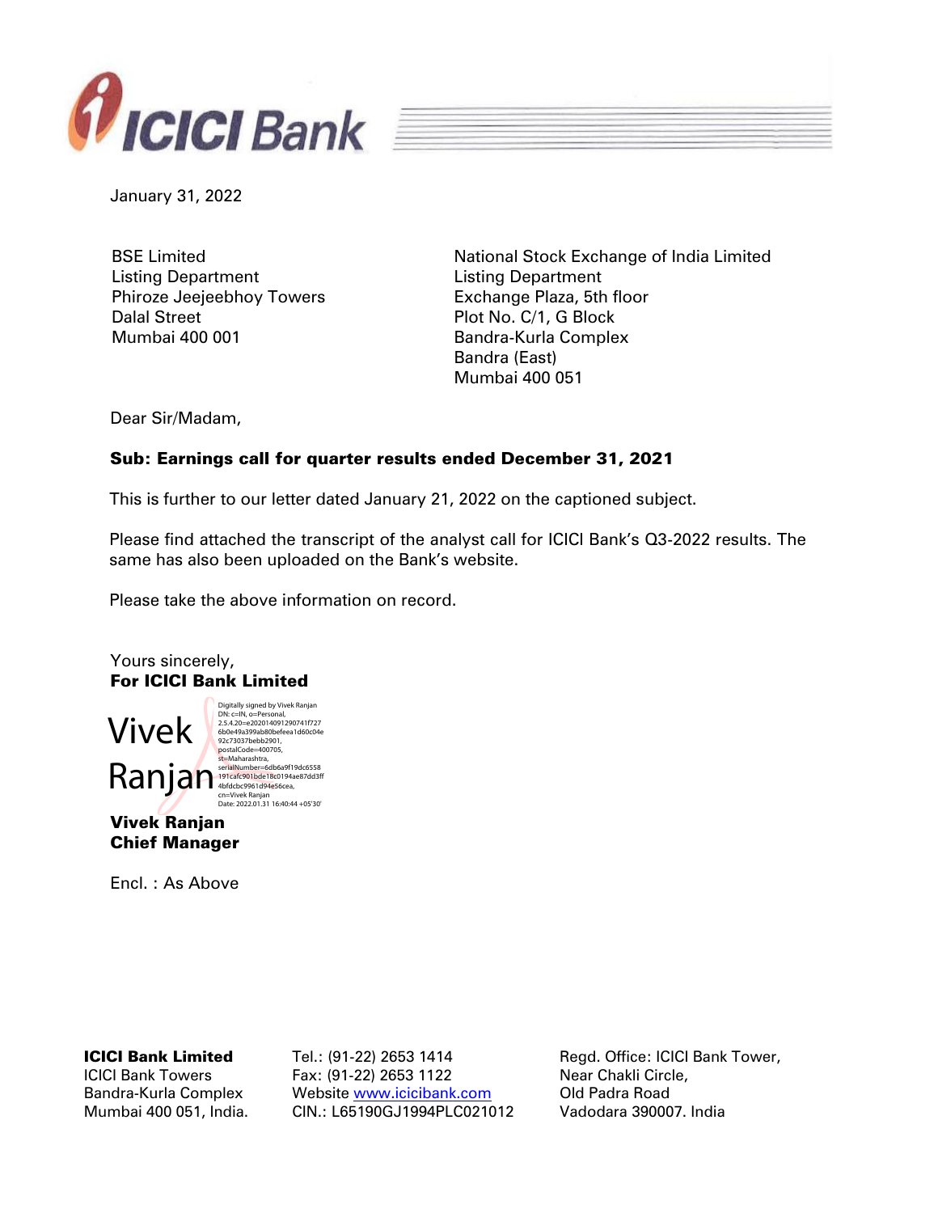January 31, 2022

BSE Limited
Listing Department
Phiroze Jeejeebhoy Towers
Dalal Street
Mumbai 400 001

National Stock Exchange of India Limited
Listing Department
Exchange Plaza, 5th floor
Plot No. C/1, G Block
Bandra-Kurla Complex
Bandra (East)
Mumbai 400 051

Dear Sir/Madam,

**Sub: Earnings call for quarter results ended December 31, 2021**

This is further to our letter dated January 21, 2022 on the captioned subject.

Please find attached the transcript of the analyst call for ICICI Bank's Q3-2022 results. The same has also been uploaded on the Bank's website.

Please take the above information on record.

Yours sincerely,
**For ICICI Bank Limited**

Vivek Ranjan

Digitally signed by Vivek Ranjan
DN: c=IN, o=Personal,
2.5.4.20=e202014091290741f7276b0e49a399ab80befeea1d60c04e92c73037bebb2901,
postalCode=400705,
st=Maharashtra,
serialNumber=6db6a9f19dc6558191cafc901bde18c0194ae87dd3ff4bfdcbc9961d94e56cea,
cn=Vivek Ranjan
Date: 2022.01.31 16:40:44 +05'30'

**Vivek Ranjan**
**Chief Manager**

Encl. : As Above

**ICICI Bank Limited**
ICICI Bank Towers
Bandra-Kurla Complex
Mumbai 400 051, India.

Tel.: (91-22) 2653 1414
Fax: (91-22) 2653 1122
Website www.icicibank.com
CIN.: L65190GJ1994PLC021012

Regd. Office: ICICI Bank Tower,
Near Chakli Circle,
Old Padra Road
Vadodara 390007. India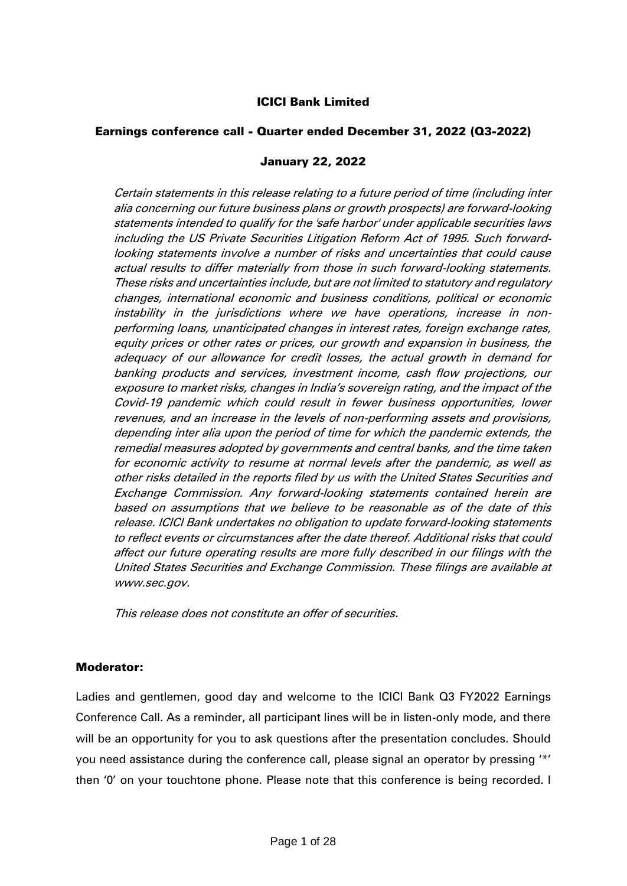**ICICI Bank Limited**

**Earnings conference call - Quarter ended December 31, 2022 (Q3-2022)**

**January 22, 2022**

*Certain statements in this release relating to a future period of time (including inter alia concerning our future business plans or growth prospects) are forward-looking statements intended to qualify for the 'safe harbor' under applicable securities laws including the US Private Securities Litigation Reform Act of 1995. Such forward-looking statements involve a number of risks and uncertainties that could cause actual results to differ materially from those in such forward-looking statements. These risks and uncertainties include, but are not limited to statutory and regulatory changes, international economic and business conditions, political or economic instability in the jurisdictions where we have operations, increase in non-performing loans, unanticipated changes in interest rates, foreign exchange rates, equity prices or other rates or prices, our growth and expansion in business, the adequacy of our allowance for credit losses, the actual growth in demand for banking products and services, investment income, cash flow projections, our exposure to market risks, changes in India's sovereign rating, and the impact of the Covid-19 pandemic which could result in fewer business opportunities, lower revenues, and an increase in the levels of non-performing assets and provisions, depending inter alia upon the period of time for which the pandemic extends, the remedial measures adopted by governments and central banks, and the time taken for economic activity to resume at normal levels after the pandemic, as well as other risks detailed in the reports filed by us with the United States Securities and Exchange Commission. Any forward-looking statements contained herein are based on assumptions that we believe to be reasonable as of the date of this release. ICICI Bank undertakes no obligation to update forward-looking statements to reflect events or circumstances after the date thereof. Additional risks that could affect our future operating results are more fully described in our filings with the United States Securities and Exchange Commission. These filings are available at www.sec.gov.*

*This release does not constitute an offer of securities.*

**Moderator:**

Ladies and gentlemen, good day and welcome to the ICICI Bank Q3 FY2022 Earnings Conference Call. As a reminder, all participant lines will be in listen-only mode, and there will be an opportunity for you to ask questions after the presentation concludes. Should you need assistance during the conference call, please signal an operator by pressing '*' then '0' on your touchtone phone. Please note that this conference is being recorded. I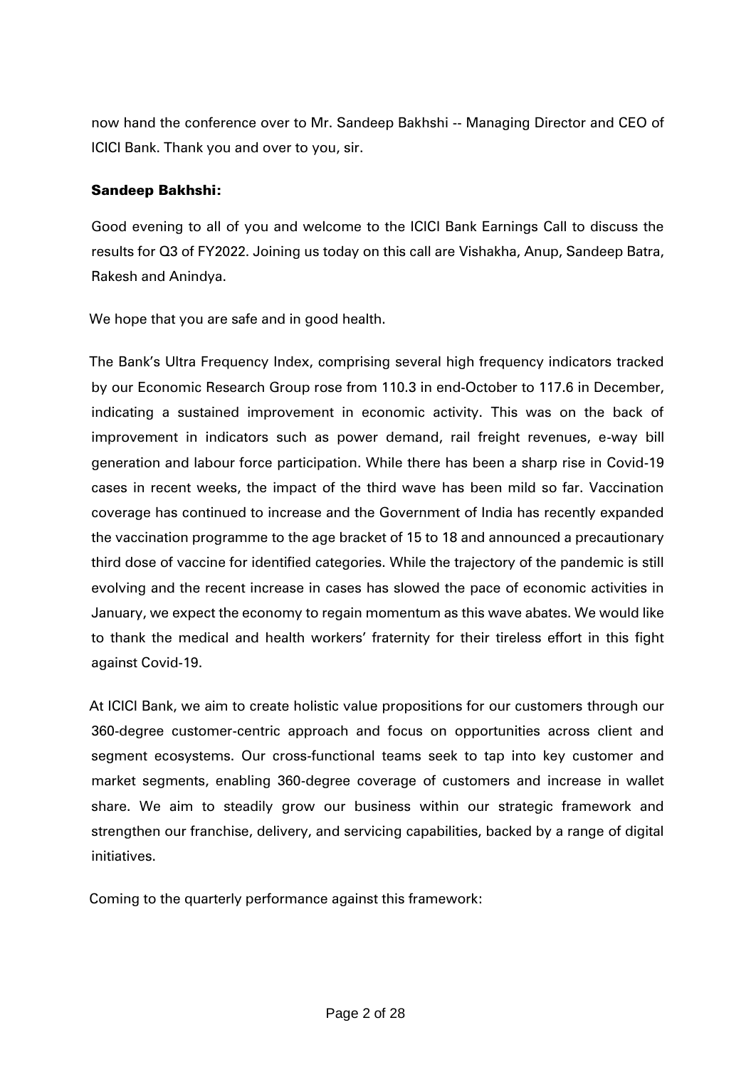now hand the conference over to Mr. Sandeep Bakhshi -- Managing Director and CEO of ICICI Bank. Thank you and over to you, sir.

**Sandeep Bakhshi:**

Good evening to all of you and welcome to the ICICI Bank Earnings Call to discuss the results for Q3 of FY2022. Joining us today on this call are Vishakha, Anup, Sandeep Batra, Rakesh and Anindya.

We hope that you are safe and in good health.

The Bank's Ultra Frequency Index, comprising several high frequency indicators tracked by our Economic Research Group rose from 110.3 in end-October to 117.6 in December, indicating a sustained improvement in economic activity. This was on the back of improvement in indicators such as power demand, rail freight revenues, e-way bill generation and labour force participation. While there has been a sharp rise in Covid-19 cases in recent weeks, the impact of the third wave has been mild so far. Vaccination coverage has continued to increase and the Government of India has recently expanded the vaccination programme to the age bracket of 15 to 18 and announced a precautionary third dose of vaccine for identified categories. While the trajectory of the pandemic is still evolving and the recent increase in cases has slowed the pace of economic activities in January, we expect the economy to regain momentum as this wave abates. We would like to thank the medical and health workers' fraternity for their tireless effort in this fight against Covid-19.

At ICICI Bank, we aim to create holistic value propositions for our customers through our 360-degree customer-centric approach and focus on opportunities across client and segment ecosystems. Our cross-functional teams seek to tap into key customer and market segments, enabling 360-degree coverage of customers and increase in wallet share. We aim to steadily grow our business within our strategic framework and strengthen our franchise, delivery, and servicing capabilities, backed by a range of digital initiatives.

Coming to the quarterly performance against this framework: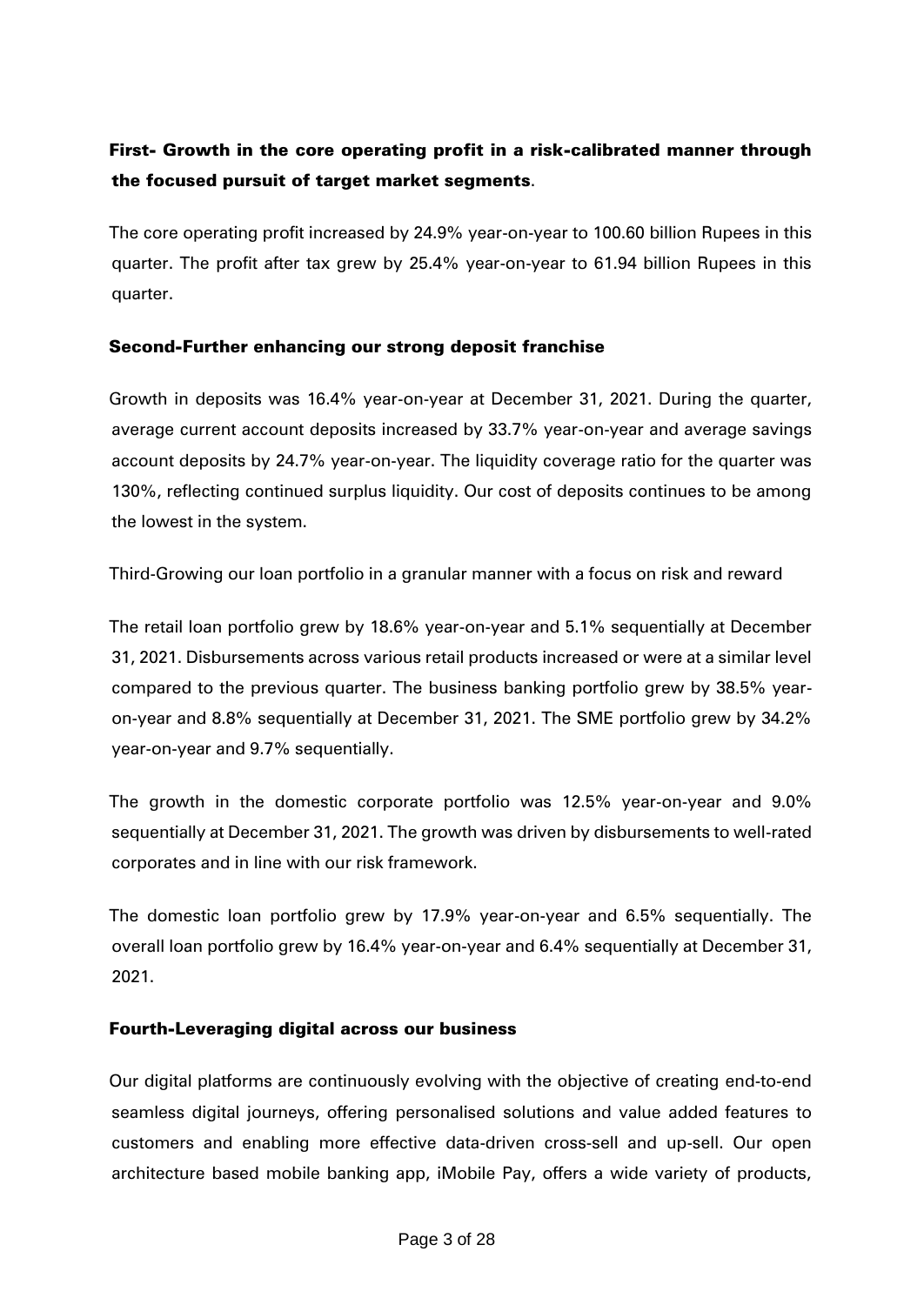**First- Growth in the core operating profit in a risk-calibrated manner through the focused pursuit of target market segments**.

The core operating profit increased by 24.9% year-on-year to 100.60 billion Rupees in this quarter. The profit after tax grew by 25.4% year-on-year to 61.94 billion Rupees in this quarter.

**Second-Further enhancing our strong deposit franchise**

Growth in deposits was 16.4% year-on-year at December 31, 2021. During the quarter, average current account deposits increased by 33.7% year-on-year and average savings account deposits by 24.7% year-on-year. The liquidity coverage ratio for the quarter was 130%, reflecting continued surplus liquidity. Our cost of deposits continues to be among the lowest in the system.

Third-Growing our loan portfolio in a granular manner with a focus on risk and reward

The retail loan portfolio grew by 18.6% year-on-year and 5.1% sequentially at December 31, 2021. Disbursements across various retail products increased or were at a similar level compared to the previous quarter. The business banking portfolio grew by 38.5% year-on-year and 8.8% sequentially at December 31, 2021. The SME portfolio grew by 34.2% year-on-year and 9.7% sequentially.

The growth in the domestic corporate portfolio was 12.5% year-on-year and 9.0% sequentially at December 31, 2021. The growth was driven by disbursements to well-rated corporates and in line with our risk framework.

The domestic loan portfolio grew by 17.9% year-on-year and 6.5% sequentially. The overall loan portfolio grew by 16.4% year-on-year and 6.4% sequentially at December 31, 2021.

**Fourth-Leveraging digital across our business**

Our digital platforms are continuously evolving with the objective of creating end-to-end seamless digital journeys, offering personalised solutions and value added features to customers and enabling more effective data-driven cross-sell and up-sell. Our open architecture based mobile banking app, iMobile Pay, offers a wide variety of products,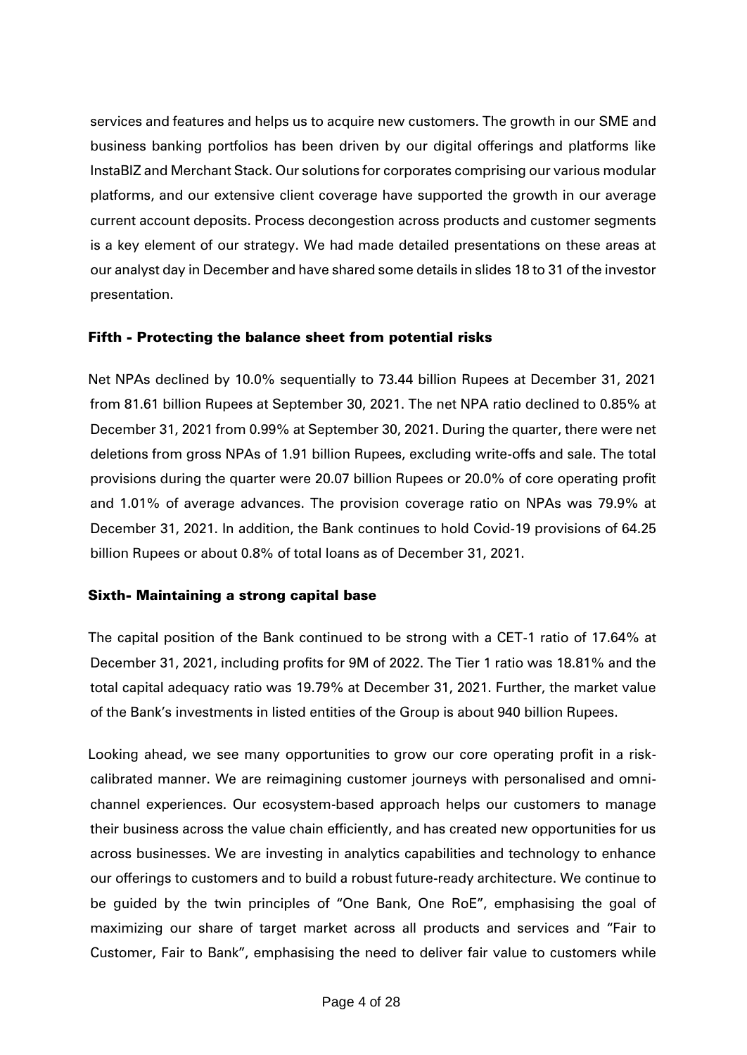services and features and helps us to acquire new customers. The growth in our SME and business banking portfolios has been driven by our digital offerings and platforms like InstaBIZ and Merchant Stack. Our solutions for corporates comprising our various modular platforms, and our extensive client coverage have supported the growth in our average current account deposits. Process decongestion across products and customer segments is a key element of our strategy. We had made detailed presentations on these areas at our analyst day in December and have shared some details in slides 18 to 31 of the investor presentation.

### Fifth - Protecting the balance sheet from potential risks

Net NPAs declined by 10.0% sequentially to 73.44 billion Rupees at December 31, 2021 from 81.61 billion Rupees at September 30, 2021. The net NPA ratio declined to 0.85% at December 31, 2021 from 0.99% at September 30, 2021. During the quarter, there were net deletions from gross NPAs of 1.91 billion Rupees, excluding write-offs and sale. The total provisions during the quarter were 20.07 billion Rupees or 20.0% of core operating profit and 1.01% of average advances. The provision coverage ratio on NPAs was 79.9% at December 31, 2021. In addition, the Bank continues to hold Covid-19 provisions of 64.25 billion Rupees or about 0.8% of total loans as of December 31, 2021.

### Sixth- Maintaining a strong capital base

The capital position of the Bank continued to be strong with a CET-1 ratio of 17.64% at December 31, 2021, including profits for 9M of 2022. The Tier 1 ratio was 18.81% and the total capital adequacy ratio was 19.79% at December 31, 2021. Further, the market value of the Bank's investments in listed entities of the Group is about 940 billion Rupees.

Looking ahead, we see many opportunities to grow our core operating profit in a risk-calibrated manner. We are reimagining customer journeys with personalised and omni-channel experiences. Our ecosystem-based approach helps our customers to manage their business across the value chain efficiently, and has created new opportunities for us across businesses. We are investing in analytics capabilities and technology to enhance our offerings to customers and to build a robust future-ready architecture. We continue to be guided by the twin principles of "One Bank, One RoE", emphasising the goal of maximizing our share of target market across all products and services and "Fair to Customer, Fair to Bank", emphasising the need to deliver fair value to customers while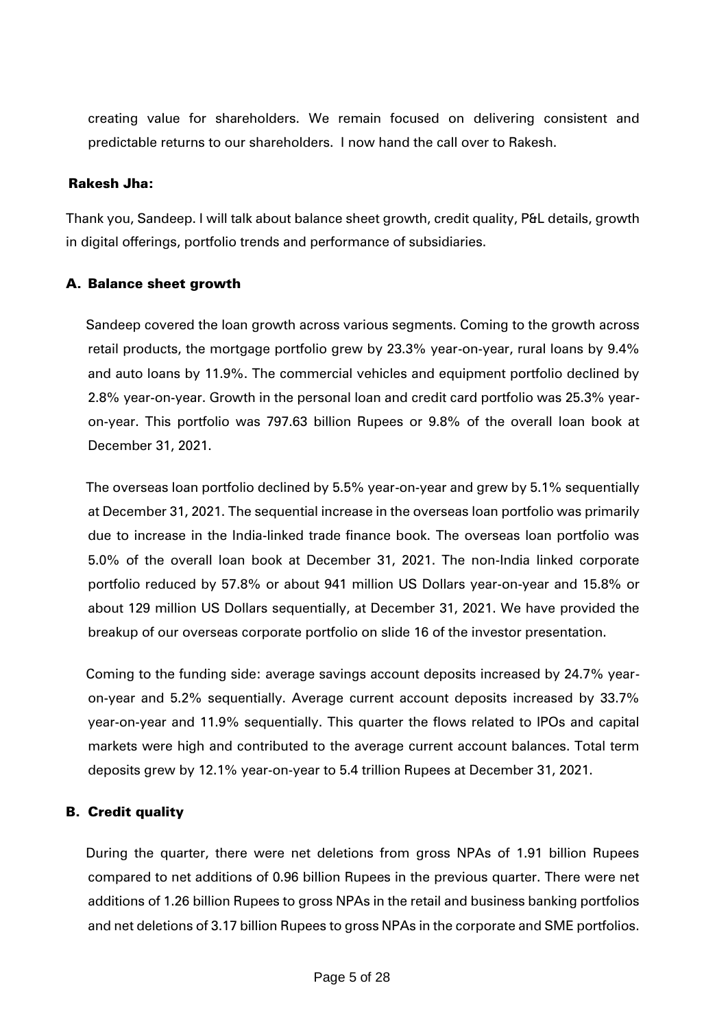creating value for shareholders. We remain focused on delivering consistent and predictable returns to our shareholders. I now hand the call over to Rakesh.

**Rakesh Jha:**

Thank you, Sandeep. I will talk about balance sheet growth, credit quality, P&L details, growth in digital offerings, portfolio trends and performance of subsidiaries.

### A. Balance sheet growth

Sandeep covered the loan growth across various segments. Coming to the growth across retail products, the mortgage portfolio grew by 23.3% year-on-year, rural loans by 9.4% and auto loans by 11.9%. The commercial vehicles and equipment portfolio declined by 2.8% year-on-year. Growth in the personal loan and credit card portfolio was 25.3% year-on-year. This portfolio was 797.63 billion Rupees or 9.8% of the overall loan book at December 31, 2021.

The overseas loan portfolio declined by 5.5% year-on-year and grew by 5.1% sequentially at December 31, 2021. The sequential increase in the overseas loan portfolio was primarily due to increase in the India-linked trade finance book. The overseas loan portfolio was 5.0% of the overall loan book at December 31, 2021. The non-India linked corporate portfolio reduced by 57.8% or about 941 million US Dollars year-on-year and 15.8% or about 129 million US Dollars sequentially, at December 31, 2021. We have provided the breakup of our overseas corporate portfolio on slide 16 of the investor presentation.

Coming to the funding side: average savings account deposits increased by 24.7% year-on-year and 5.2% sequentially. Average current account deposits increased by 33.7% year-on-year and 11.9% sequentially. This quarter the flows related to IPOs and capital markets were high and contributed to the average current account balances. Total term deposits grew by 12.1% year-on-year to 5.4 trillion Rupees at December 31, 2021.

### B. Credit quality

During the quarter, there were net deletions from gross NPAs of 1.91 billion Rupees compared to net additions of 0.96 billion Rupees in the previous quarter. There were net additions of 1.26 billion Rupees to gross NPAs in the retail and business banking portfolios and net deletions of 3.17 billion Rupees to gross NPAs in the corporate and SME portfolios.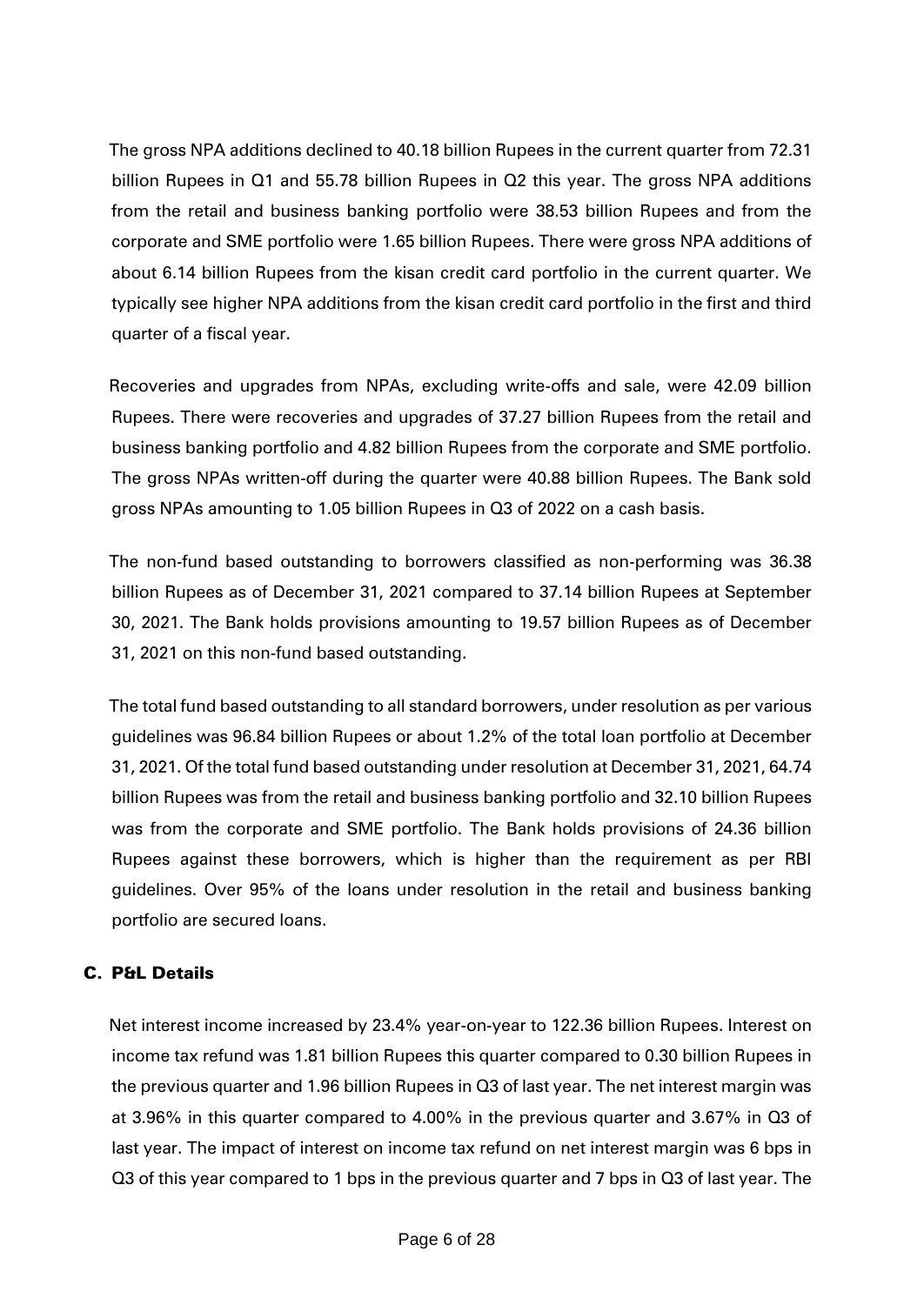The gross NPA additions declined to 40.18 billion Rupees in the current quarter from 72.31 billion Rupees in Q1 and 55.78 billion Rupees in Q2 this year. The gross NPA additions from the retail and business banking portfolio were 38.53 billion Rupees and from the corporate and SME portfolio were 1.65 billion Rupees. There were gross NPA additions of about 6.14 billion Rupees from the kisan credit card portfolio in the current quarter. We typically see higher NPA additions from the kisan credit card portfolio in the first and third quarter of a fiscal year.

Recoveries and upgrades from NPAs, excluding write-offs and sale, were 42.09 billion Rupees. There were recoveries and upgrades of 37.27 billion Rupees from the retail and business banking portfolio and 4.82 billion Rupees from the corporate and SME portfolio. The gross NPAs written-off during the quarter were 40.88 billion Rupees. The Bank sold gross NPAs amounting to 1.05 billion Rupees in Q3 of 2022 on a cash basis.

The non-fund based outstanding to borrowers classified as non-performing was 36.38 billion Rupees as of December 31, 2021 compared to 37.14 billion Rupees at September 30, 2021. The Bank holds provisions amounting to 19.57 billion Rupees as of December 31, 2021 on this non-fund based outstanding.

The total fund based outstanding to all standard borrowers, under resolution as per various guidelines was 96.84 billion Rupees or about 1.2% of the total loan portfolio at December 31, 2021. Of the total fund based outstanding under resolution at December 31, 2021, 64.74 billion Rupees was from the retail and business banking portfolio and 32.10 billion Rupees was from the corporate and SME portfolio. The Bank holds provisions of 24.36 billion Rupees against these borrowers, which is higher than the requirement as per RBI guidelines. Over 95% of the loans under resolution in the retail and business banking portfolio are secured loans.

## C. P&L Details

Net interest income increased by 23.4% year-on-year to 122.36 billion Rupees. Interest on income tax refund was 1.81 billion Rupees this quarter compared to 0.30 billion Rupees in the previous quarter and 1.96 billion Rupees in Q3 of last year. The net interest margin was at 3.96% in this quarter compared to 4.00% in the previous quarter and 3.67% in Q3 of last year. The impact of interest on income tax refund on net interest margin was 6 bps in Q3 of this year compared to 1 bps in the previous quarter and 7 bps in Q3 of last year. The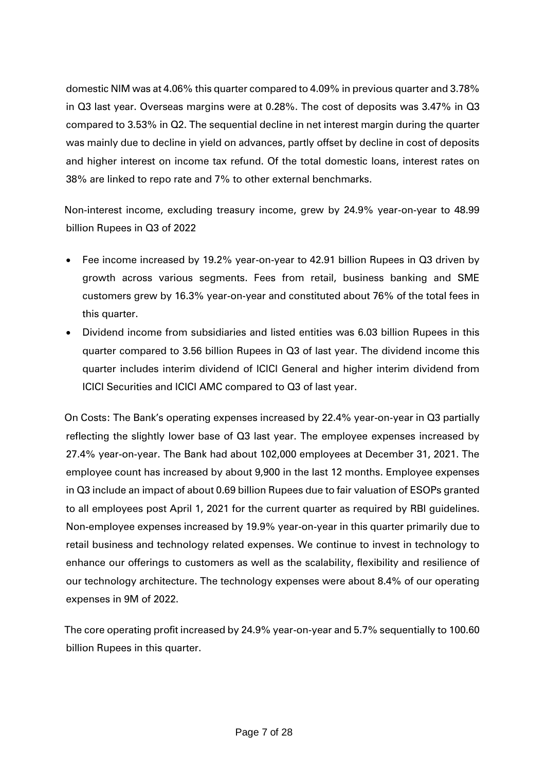domestic NIM was at 4.06% this quarter compared to 4.09% in previous quarter and 3.78% in Q3 last year. Overseas margins were at 0.28%. The cost of deposits was 3.47% in Q3 compared to 3.53% in Q2. The sequential decline in net interest margin during the quarter was mainly due to decline in yield on advances, partly offset by decline in cost of deposits and higher interest on income tax refund. Of the total domestic loans, interest rates on 38% are linked to repo rate and 7% to other external benchmarks.

Non-interest income, excluding treasury income, grew by 24.9% year-on-year to 48.99 billion Rupees in Q3 of 2022

- Fee income increased by 19.2% year-on-year to 42.91 billion Rupees in Q3 driven by growth across various segments. Fees from retail, business banking and SME customers grew by 16.3% year-on-year and constituted about 76% of the total fees in this quarter.
- Dividend income from subsidiaries and listed entities was 6.03 billion Rupees in this quarter compared to 3.56 billion Rupees in Q3 of last year. The dividend income this quarter includes interim dividend of ICICI General and higher interim dividend from ICICI Securities and ICICI AMC compared to Q3 of last year.

On Costs: The Bank's operating expenses increased by 22.4% year-on-year in Q3 partially reflecting the slightly lower base of Q3 last year. The employee expenses increased by 27.4% year-on-year. The Bank had about 102,000 employees at December 31, 2021. The employee count has increased by about 9,900 in the last 12 months. Employee expenses in Q3 include an impact of about 0.69 billion Rupees due to fair valuation of ESOPs granted to all employees post April 1, 2021 for the current quarter as required by RBI guidelines. Non-employee expenses increased by 19.9% year-on-year in this quarter primarily due to retail business and technology related expenses. We continue to invest in technology to enhance our offerings to customers as well as the scalability, flexibility and resilience of our technology architecture. The technology expenses were about 8.4% of our operating expenses in 9M of 2022.

The core operating profit increased by 24.9% year-on-year and 5.7% sequentially to 100.60 billion Rupees in this quarter.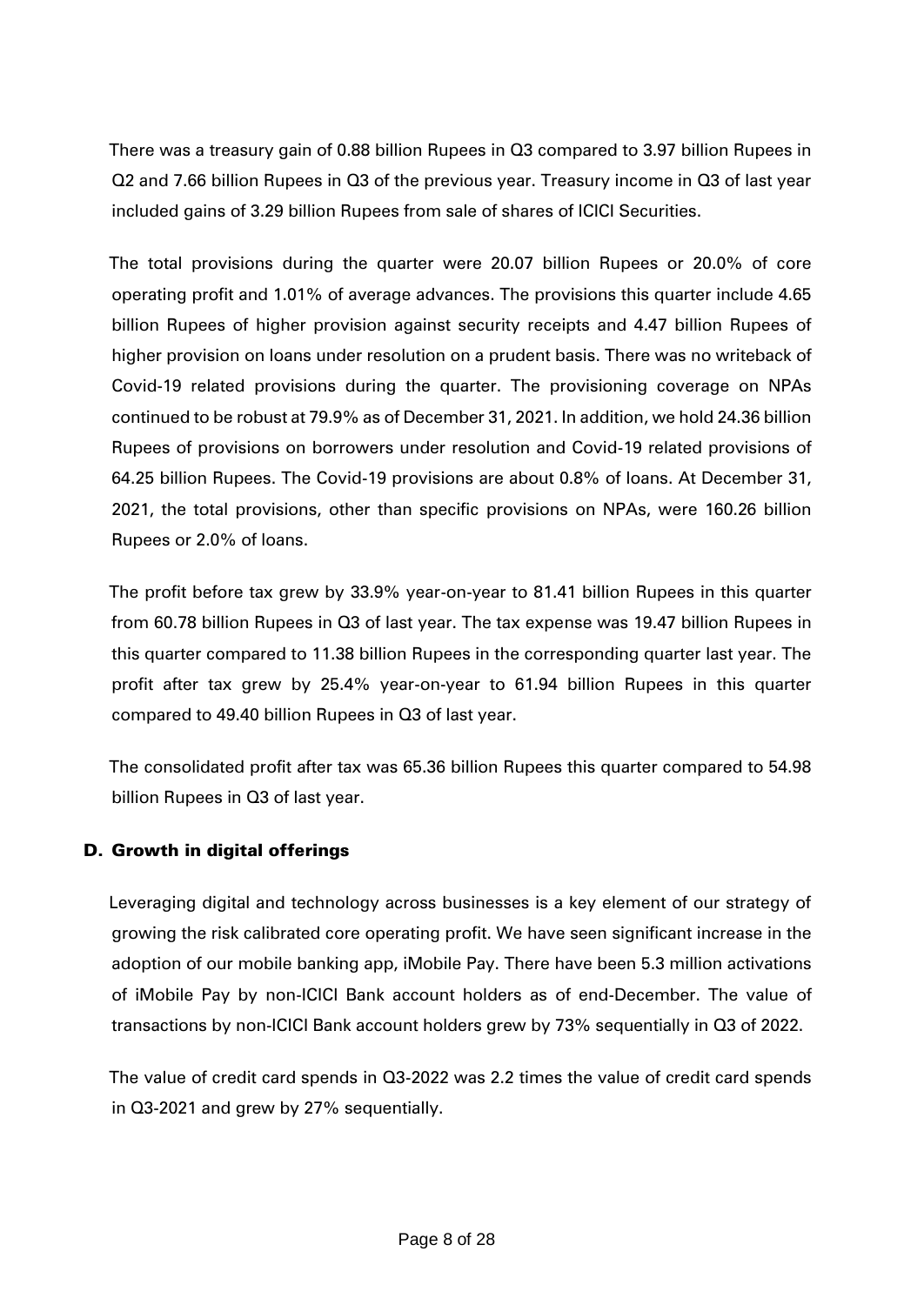There was a treasury gain of 0.88 billion Rupees in Q3 compared to 3.97 billion Rupees in Q2 and 7.66 billion Rupees in Q3 of the previous year. Treasury income in Q3 of last year included gains of 3.29 billion Rupees from sale of shares of ICICI Securities.

The total provisions during the quarter were 20.07 billion Rupees or 20.0% of core operating profit and 1.01% of average advances. The provisions this quarter include 4.65 billion Rupees of higher provision against security receipts and 4.47 billion Rupees of higher provision on loans under resolution on a prudent basis. There was no writeback of Covid-19 related provisions during the quarter. The provisioning coverage on NPAs continued to be robust at 79.9% as of December 31, 2021. In addition, we hold 24.36 billion Rupees of provisions on borrowers under resolution and Covid-19 related provisions of 64.25 billion Rupees. The Covid-19 provisions are about 0.8% of loans. At December 31, 2021, the total provisions, other than specific provisions on NPAs, were 160.26 billion Rupees or 2.0% of loans.

The profit before tax grew by 33.9% year-on-year to 81.41 billion Rupees in this quarter from 60.78 billion Rupees in Q3 of last year. The tax expense was 19.47 billion Rupees in this quarter compared to 11.38 billion Rupees in the corresponding quarter last year. The profit after tax grew by 25.4% year-on-year to 61.94 billion Rupees in this quarter compared to 49.40 billion Rupees in Q3 of last year.

The consolidated profit after tax was 65.36 billion Rupees this quarter compared to 54.98 billion Rupees in Q3 of last year.

## D. Growth in digital offerings

Leveraging digital and technology across businesses is a key element of our strategy of growing the risk calibrated core operating profit. We have seen significant increase in the adoption of our mobile banking app, iMobile Pay. There have been 5.3 million activations of iMobile Pay by non-ICICI Bank account holders as of end-December. The value of transactions by non-ICICI Bank account holders grew by 73% sequentially in Q3 of 2022.

The value of credit card spends in Q3-2022 was 2.2 times the value of credit card spends in Q3-2021 and grew by 27% sequentially.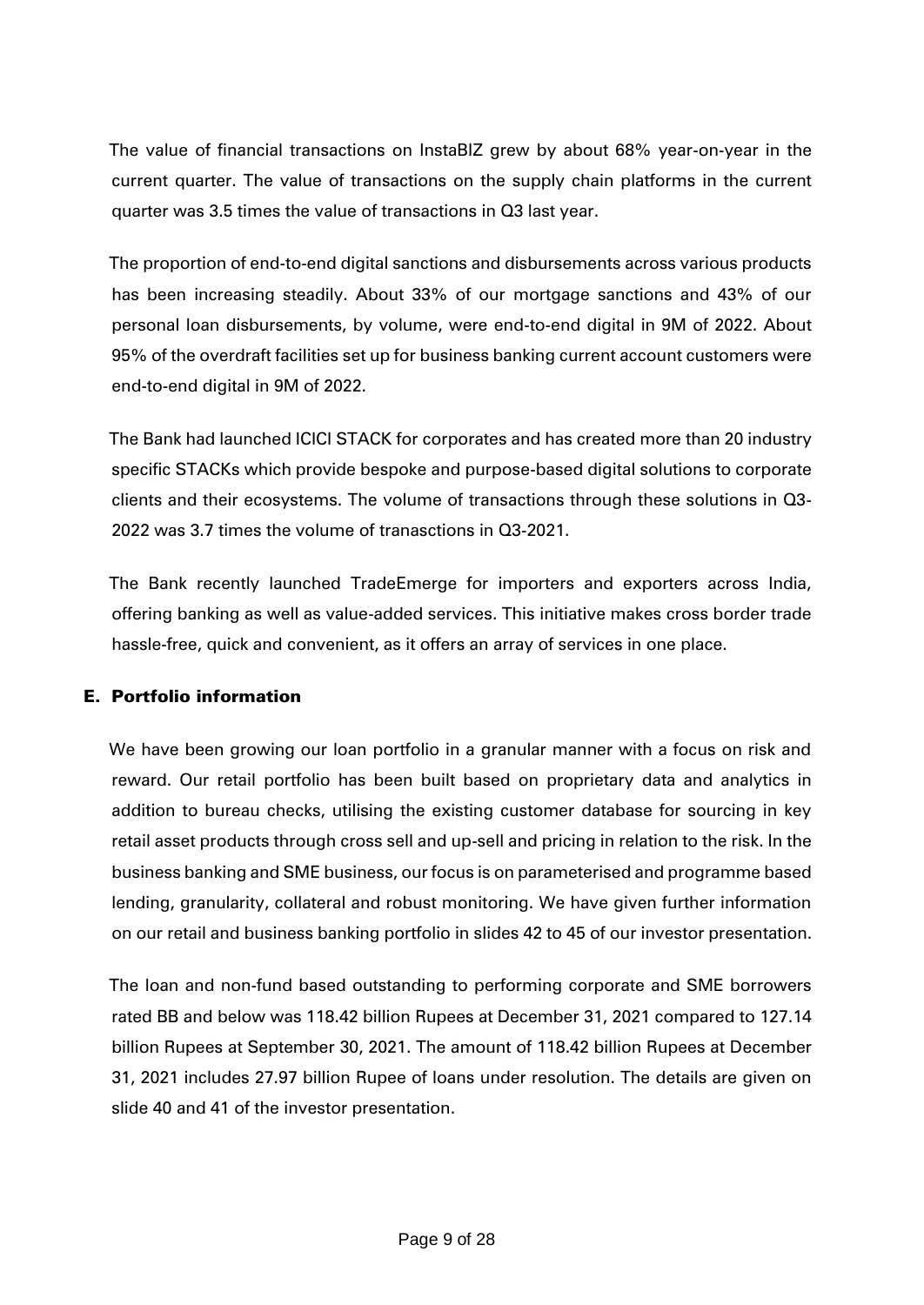The value of financial transactions on InstaBIZ grew by about 68% year-on-year in the current quarter. The value of transactions on the supply chain platforms in the current quarter was 3.5 times the value of transactions in Q3 last year.

The proportion of end-to-end digital sanctions and disbursements across various products has been increasing steadily. About 33% of our mortgage sanctions and 43% of our personal loan disbursements, by volume, were end-to-end digital in 9M of 2022. About 95% of the overdraft facilities set up for business banking current account customers were end-to-end digital in 9M of 2022.

The Bank had launched ICICI STACK for corporates and has created more than 20 industry specific STACKs which provide bespoke and purpose-based digital solutions to corporate clients and their ecosystems. The volume of transactions through these solutions in Q3-2022 was 3.7 times the volume of tranasctions in Q3-2021.

The Bank recently launched TradeEmerge for importers and exporters across India, offering banking as well as value-added services. This initiative makes cross border trade hassle-free, quick and convenient, as it offers an array of services in one place.

## E. Portfolio information

We have been growing our loan portfolio in a granular manner with a focus on risk and reward. Our retail portfolio has been built based on proprietary data and analytics in addition to bureau checks, utilising the existing customer database for sourcing in key retail asset products through cross sell and up-sell and pricing in relation to the risk. In the business banking and SME business, our focus is on parameterised and programme based lending, granularity, collateral and robust monitoring. We have given further information on our retail and business banking portfolio in slides 42 to 45 of our investor presentation.

The loan and non-fund based outstanding to performing corporate and SME borrowers rated BB and below was 118.42 billion Rupees at December 31, 2021 compared to 127.14 billion Rupees at September 30, 2021. The amount of 118.42 billion Rupees at December 31, 2021 includes 27.97 billion Rupee of loans under resolution. The details are given on slide 40 and 41 of the investor presentation.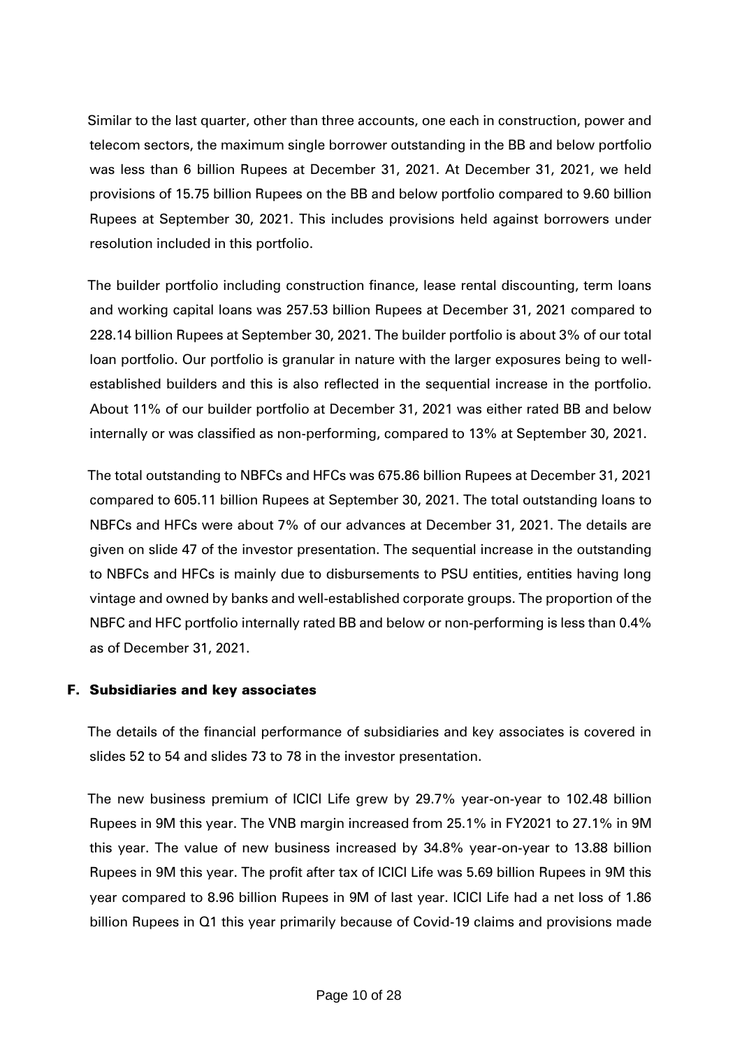Similar to the last quarter, other than three accounts, one each in construction, power and telecom sectors, the maximum single borrower outstanding in the BB and below portfolio was less than 6 billion Rupees at December 31, 2021. At December 31, 2021, we held provisions of 15.75 billion Rupees on the BB and below portfolio compared to 9.60 billion Rupees at September 30, 2021. This includes provisions held against borrowers under resolution included in this portfolio.

The builder portfolio including construction finance, lease rental discounting, term loans and working capital loans was 257.53 billion Rupees at December 31, 2021 compared to 228.14 billion Rupees at September 30, 2021. The builder portfolio is about 3% of our total loan portfolio. Our portfolio is granular in nature with the larger exposures being to well-established builders and this is also reflected in the sequential increase in the portfolio. About 11% of our builder portfolio at December 31, 2021 was either rated BB and below internally or was classified as non-performing, compared to 13% at September 30, 2021.

The total outstanding to NBFCs and HFCs was 675.86 billion Rupees at December 31, 2021 compared to 605.11 billion Rupees at September 30, 2021. The total outstanding loans to NBFCs and HFCs were about 7% of our advances at December 31, 2021. The details are given on slide 47 of the investor presentation. The sequential increase in the outstanding to NBFCs and HFCs is mainly due to disbursements to PSU entities, entities having long vintage and owned by banks and well-established corporate groups. The proportion of the NBFC and HFC portfolio internally rated BB and below or non-performing is less than 0.4% as of December 31, 2021.

## F. Subsidiaries and key associates

The details of the financial performance of subsidiaries and key associates is covered in slides 52 to 54 and slides 73 to 78 in the investor presentation.

The new business premium of ICICI Life grew by 29.7% year-on-year to 102.48 billion Rupees in 9M this year. The VNB margin increased from 25.1% in FY2021 to 27.1% in 9M this year. The value of new business increased by 34.8% year-on-year to 13.88 billion Rupees in 9M this year. The profit after tax of ICICI Life was 5.69 billion Rupees in 9M this year compared to 8.96 billion Rupees in 9M of last year. ICICI Life had a net loss of 1.86 billion Rupees in Q1 this year primarily because of Covid-19 claims and provisions made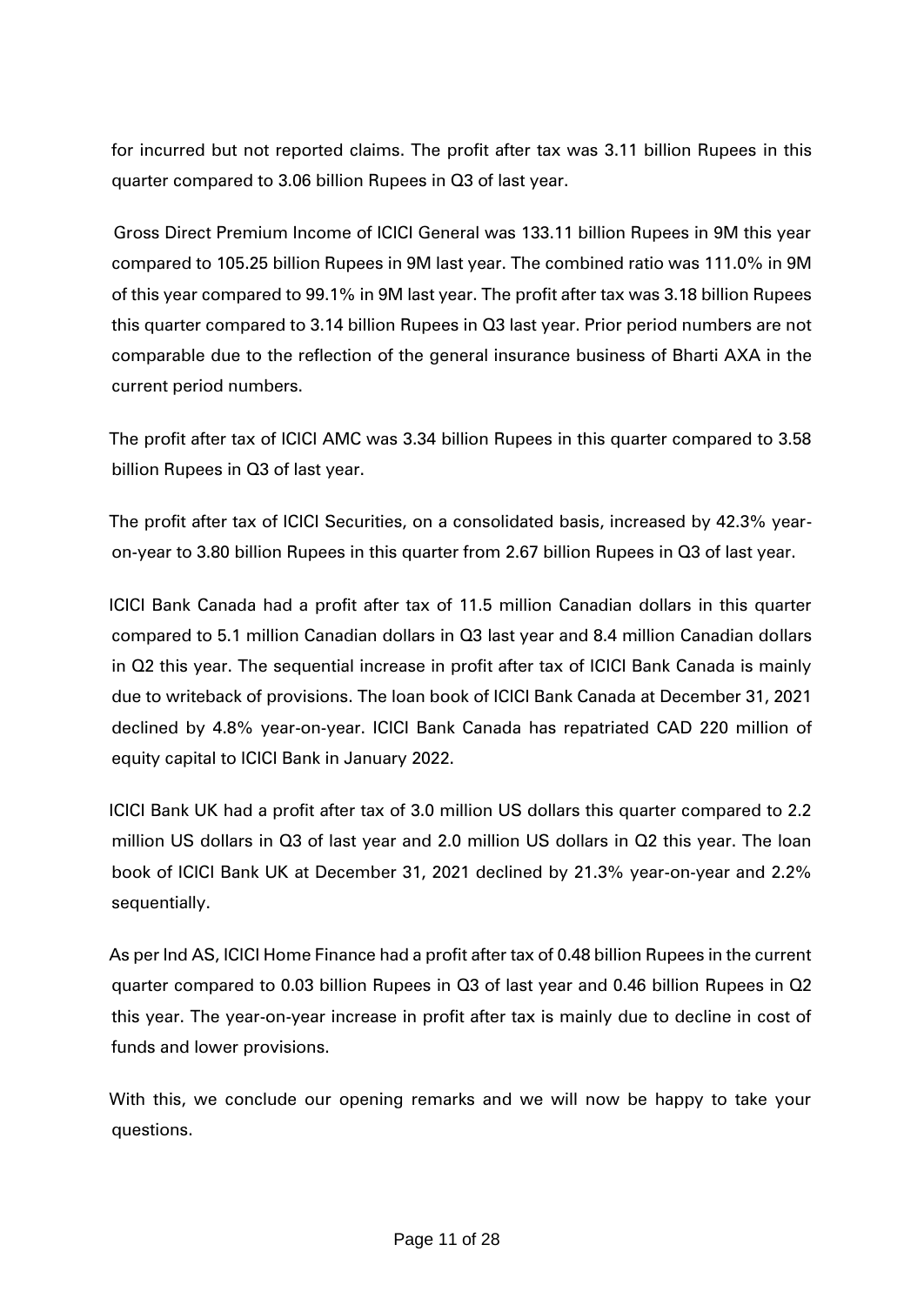for incurred but not reported claims. The profit after tax was 3.11 billion Rupees in this quarter compared to 3.06 billion Rupees in Q3 of last year.

Gross Direct Premium Income of ICICI General was 133.11 billion Rupees in 9M this year compared to 105.25 billion Rupees in 9M last year. The combined ratio was 111.0% in 9M of this year compared to 99.1% in 9M last year. The profit after tax was 3.18 billion Rupees this quarter compared to 3.14 billion Rupees in Q3 last year. Prior period numbers are not comparable due to the reflection of the general insurance business of Bharti AXA in the current period numbers.

The profit after tax of ICICI AMC was 3.34 billion Rupees in this quarter compared to 3.58 billion Rupees in Q3 of last year.

The profit after tax of ICICI Securities, on a consolidated basis, increased by 42.3% year-on-year to 3.80 billion Rupees in this quarter from 2.67 billion Rupees in Q3 of last year.

ICICI Bank Canada had a profit after tax of 11.5 million Canadian dollars in this quarter compared to 5.1 million Canadian dollars in Q3 last year and 8.4 million Canadian dollars in Q2 this year. The sequential increase in profit after tax of ICICI Bank Canada is mainly due to writeback of provisions. The loan book of ICICI Bank Canada at December 31, 2021 declined by 4.8% year-on-year. ICICI Bank Canada has repatriated CAD 220 million of equity capital to ICICI Bank in January 2022.

ICICI Bank UK had a profit after tax of 3.0 million US dollars this quarter compared to 2.2 million US dollars in Q3 of last year and 2.0 million US dollars in Q2 this year. The loan book of ICICI Bank UK at December 31, 2021 declined by 21.3% year-on-year and 2.2% sequentially.

As per Ind AS, ICICI Home Finance had a profit after tax of 0.48 billion Rupees in the current quarter compared to 0.03 billion Rupees in Q3 of last year and 0.46 billion Rupees in Q2 this year. The year-on-year increase in profit after tax is mainly due to decline in cost of funds and lower provisions.

With this, we conclude our opening remarks and we will now be happy to take your questions.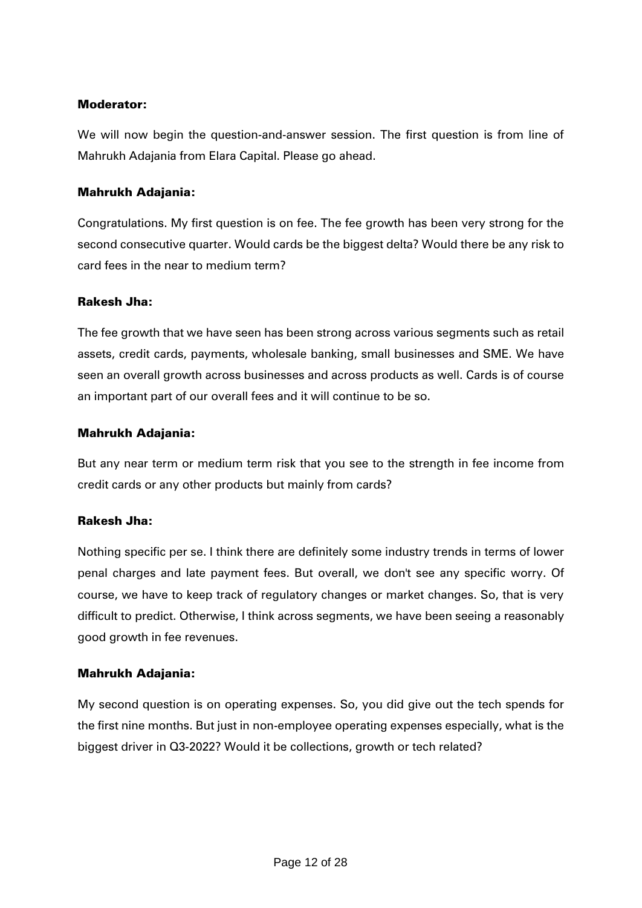**Moderator:**

We will now begin the question-and-answer session. The first question is from line of Mahrukh Adajania from Elara Capital. Please go ahead.

**Mahrukh Adajania:**

Congratulations. My first question is on fee. The fee growth has been very strong for the second consecutive quarter. Would cards be the biggest delta? Would there be any risk to card fees in the near to medium term?

**Rakesh Jha:**

The fee growth that we have seen has been strong across various segments such as retail assets, credit cards, payments, wholesale banking, small businesses and SME. We have seen an overall growth across businesses and across products as well. Cards is of course an important part of our overall fees and it will continue to be so.

**Mahrukh Adajania:**

But any near term or medium term risk that you see to the strength in fee income from credit cards or any other products but mainly from cards?

**Rakesh Jha:**

Nothing specific per se. I think there are definitely some industry trends in terms of lower penal charges and late payment fees. But overall, we don't see any specific worry. Of course, we have to keep track of regulatory changes or market changes. So, that is very difficult to predict. Otherwise, I think across segments, we have been seeing a reasonably good growth in fee revenues.

**Mahrukh Adajania:**

My second question is on operating expenses. So, you did give out the tech spends for the first nine months. But just in non-employee operating expenses especially, what is the biggest driver in Q3-2022? Would it be collections, growth or tech related?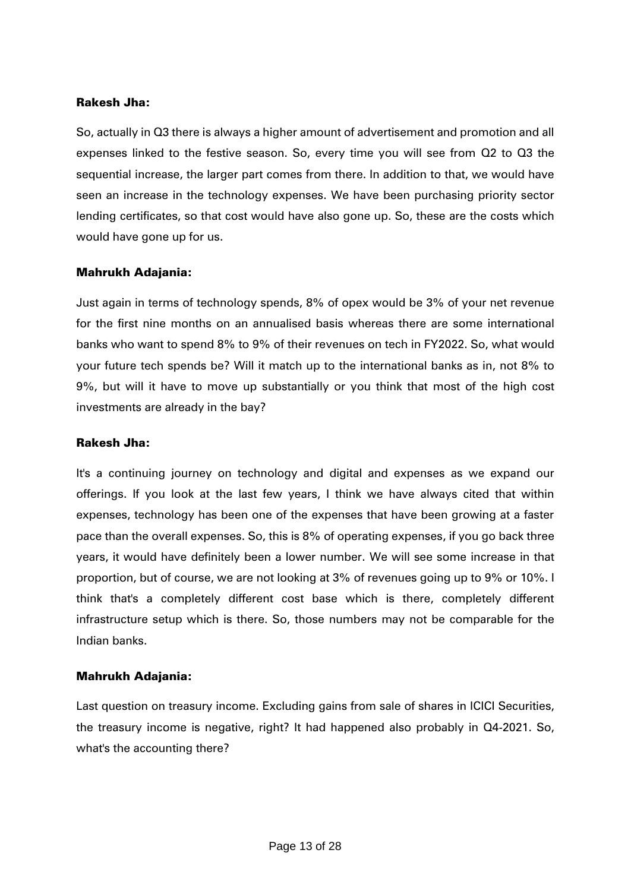**Rakesh Jha:**

So, actually in Q3 there is always a higher amount of advertisement and promotion and all expenses linked to the festive season. So, every time you will see from Q2 to Q3 the sequential increase, the larger part comes from there. In addition to that, we would have seen an increase in the technology expenses. We have been purchasing priority sector lending certificates, so that cost would have also gone up. So, these are the costs which would have gone up for us.

**Mahrukh Adajania:**

Just again in terms of technology spends, 8% of opex would be 3% of your net revenue for the first nine months on an annualised basis whereas there are some international banks who want to spend 8% to 9% of their revenues on tech in FY2022. So, what would your future tech spends be? Will it match up to the international banks as in, not 8% to 9%, but will it have to move up substantially or you think that most of the high cost investments are already in the bay?

**Rakesh Jha:**

It's a continuing journey on technology and digital and expenses as we expand our offerings. If you look at the last few years, I think we have always cited that within expenses, technology has been one of the expenses that have been growing at a faster pace than the overall expenses. So, this is 8% of operating expenses, if you go back three years, it would have definitely been a lower number. We will see some increase in that proportion, but of course, we are not looking at 3% of revenues going up to 9% or 10%. I think that's a completely different cost base which is there, completely different infrastructure setup which is there. So, those numbers may not be comparable for the Indian banks.

**Mahrukh Adajania:**

Last question on treasury income. Excluding gains from sale of shares in ICICI Securities, the treasury income is negative, right? It had happened also probably in Q4-2021. So, what's the accounting there?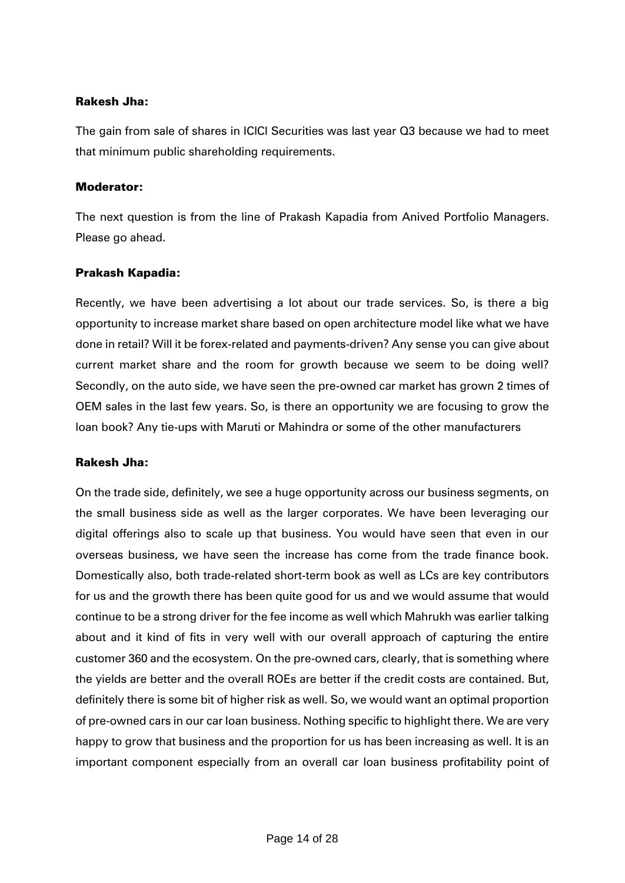**Rakesh Jha:**

The gain from sale of shares in ICICI Securities was last year Q3 because we had to meet that minimum public shareholding requirements.

**Moderator:**

The next question is from the line of Prakash Kapadia from Anived Portfolio Managers. Please go ahead.

**Prakash Kapadia:**

Recently, we have been advertising a lot about our trade services. So, is there a big opportunity to increase market share based on open architecture model like what we have done in retail? Will it be forex-related and payments-driven? Any sense you can give about current market share and the room for growth because we seem to be doing well? Secondly, on the auto side, we have seen the pre-owned car market has grown 2 times of OEM sales in the last few years. So, is there an opportunity we are focusing to grow the loan book? Any tie-ups with Maruti or Mahindra or some of the other manufacturers

**Rakesh Jha:**

On the trade side, definitely, we see a huge opportunity across our business segments, on the small business side as well as the larger corporates. We have been leveraging our digital offerings also to scale up that business. You would have seen that even in our overseas business, we have seen the increase has come from the trade finance book. Domestically also, both trade-related short-term book as well as LCs are key contributors for us and the growth there has been quite good for us and we would assume that would continue to be a strong driver for the fee income as well which Mahrukh was earlier talking about and it kind of fits in very well with our overall approach of capturing the entire customer 360 and the ecosystem. On the pre-owned cars, clearly, that is something where the yields are better and the overall ROEs are better if the credit costs are contained. But, definitely there is some bit of higher risk as well. So, we would want an optimal proportion of pre-owned cars in our car loan business. Nothing specific to highlight there. We are very happy to grow that business and the proportion for us has been increasing as well. It is an important component especially from an overall car loan business profitability point of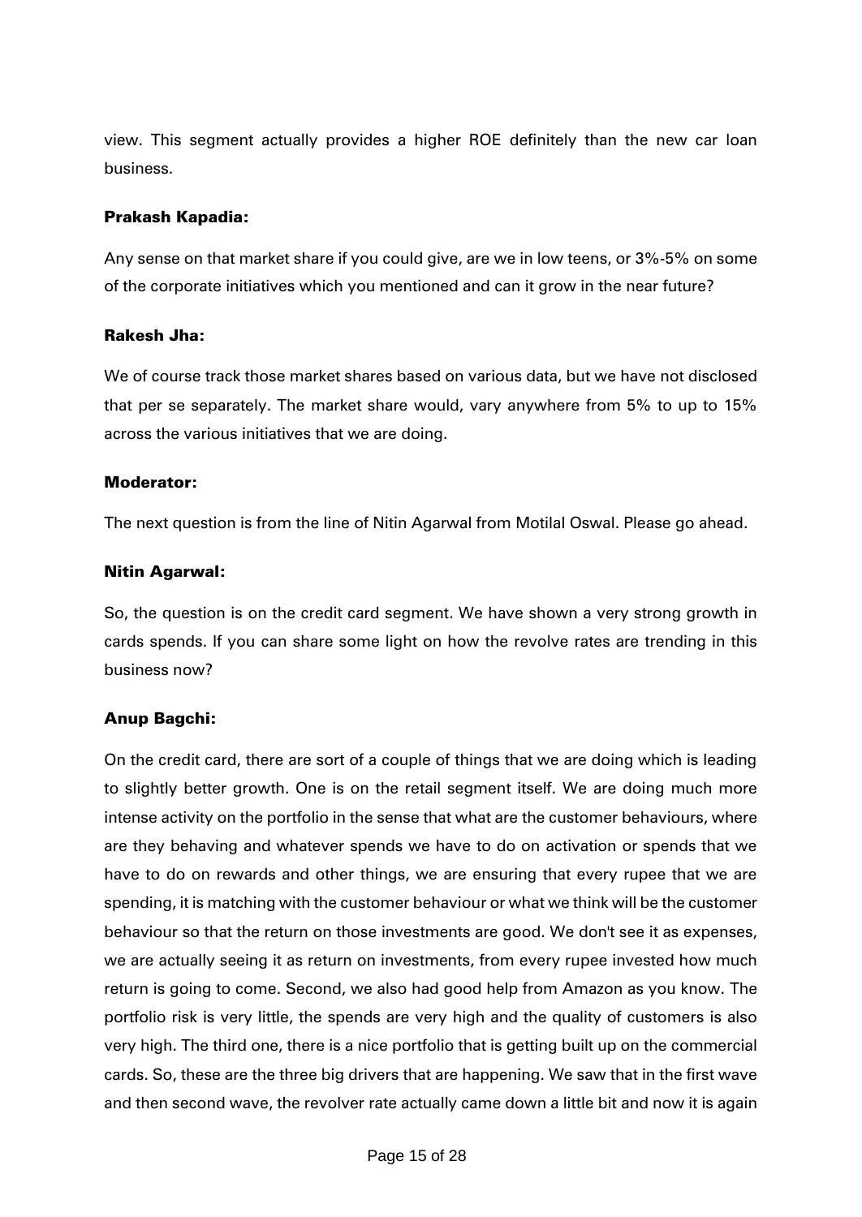view. This segment actually provides a higher ROE definitely than the new car loan business.

**Prakash Kapadia:**

Any sense on that market share if you could give, are we in low teens, or 3%-5% on some of the corporate initiatives which you mentioned and can it grow in the near future?

**Rakesh Jha:**

We of course track those market shares based on various data, but we have not disclosed that per se separately. The market share would, vary anywhere from 5% to up to 15% across the various initiatives that we are doing.

**Moderator:**

The next question is from the line of Nitin Agarwal from Motilal Oswal. Please go ahead.

**Nitin Agarwal:**

So, the question is on the credit card segment. We have shown a very strong growth in cards spends. If you can share some light on how the revolve rates are trending in this business now?

**Anup Bagchi:**

On the credit card, there are sort of a couple of things that we are doing which is leading to slightly better growth. One is on the retail segment itself. We are doing much more intense activity on the portfolio in the sense that what are the customer behaviours, where are they behaving and whatever spends we have to do on activation or spends that we have to do on rewards and other things, we are ensuring that every rupee that we are spending, it is matching with the customer behaviour or what we think will be the customer behaviour so that the return on those investments are good. We don't see it as expenses, we are actually seeing it as return on investments, from every rupee invested how much return is going to come. Second, we also had good help from Amazon as you know. The portfolio risk is very little, the spends are very high and the quality of customers is also very high. The third one, there is a nice portfolio that is getting built up on the commercial cards. So, these are the three big drivers that are happening. We saw that in the first wave and then second wave, the revolver rate actually came down a little bit and now it is again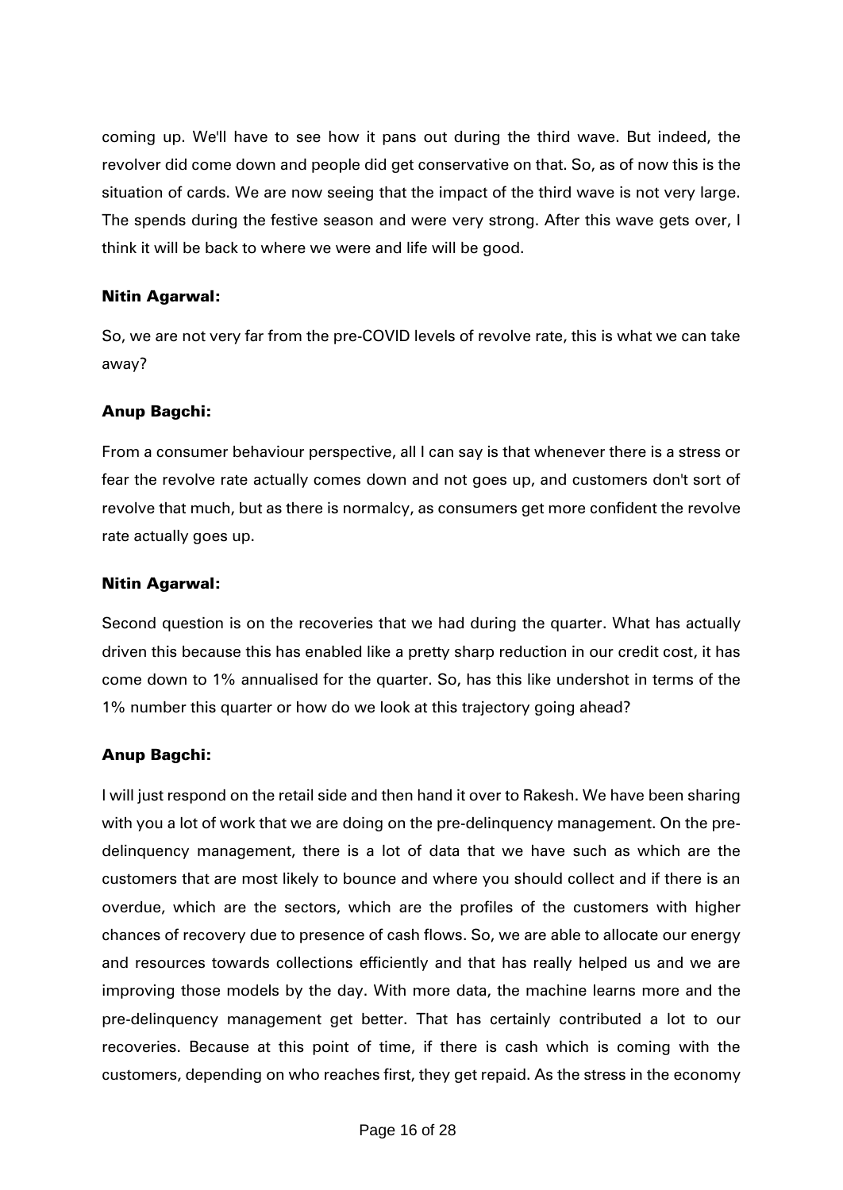coming up. We'll have to see how it pans out during the third wave. But indeed, the revolver did come down and people did get conservative on that. So, as of now this is the situation of cards. We are now seeing that the impact of the third wave is not very large. The spends during the festive season and were very strong. After this wave gets over, I think it will be back to where we were and life will be good.

**Nitin Agarwal:**

So, we are not very far from the pre-COVID levels of revolve rate, this is what we can take away?

**Anup Bagchi:**

From a consumer behaviour perspective, all I can say is that whenever there is a stress or fear the revolve rate actually comes down and not goes up, and customers don't sort of revolve that much, but as there is normalcy, as consumers get more confident the revolve rate actually goes up.

**Nitin Agarwal:**

Second question is on the recoveries that we had during the quarter. What has actually driven this because this has enabled like a pretty sharp reduction in our credit cost, it has come down to 1% annualised for the quarter. So, has this like undershot in terms of the 1% number this quarter or how do we look at this trajectory going ahead?

**Anup Bagchi:**

I will just respond on the retail side and then hand it over to Rakesh. We have been sharing with you a lot of work that we are doing on the pre-delinquency management. On the pre-delinquency management, there is a lot of data that we have such as which are the customers that are most likely to bounce and where you should collect and if there is an overdue, which are the sectors, which are the profiles of the customers with higher chances of recovery due to presence of cash flows. So, we are able to allocate our energy and resources towards collections efficiently and that has really helped us and we are improving those models by the day. With more data, the machine learns more and the pre-delinquency management get better. That has certainly contributed a lot to our recoveries. Because at this point of time, if there is cash which is coming with the customers, depending on who reaches first, they get repaid. As the stress in the economy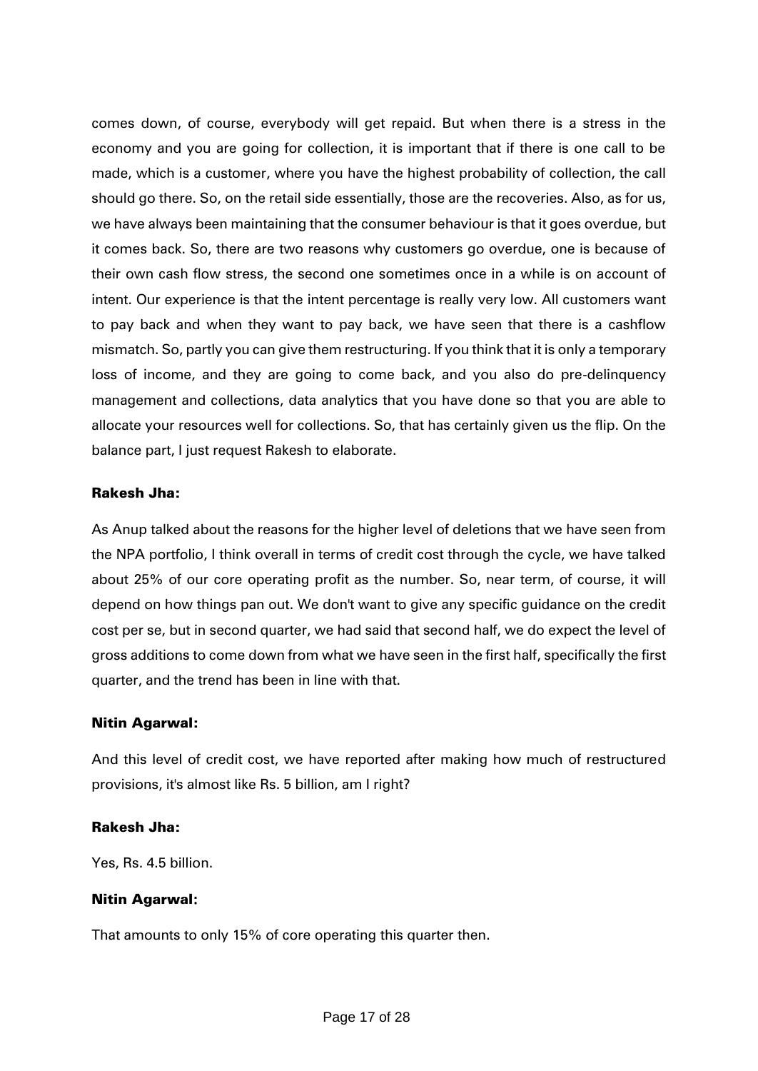comes down, of course, everybody will get repaid. But when there is a stress in the economy and you are going for collection, it is important that if there is one call to be made, which is a customer, where you have the highest probability of collection, the call should go there. So, on the retail side essentially, those are the recoveries. Also, as for us, we have always been maintaining that the consumer behaviour is that it goes overdue, but it comes back. So, there are two reasons why customers go overdue, one is because of their own cash flow stress, the second one sometimes once in a while is on account of intent. Our experience is that the intent percentage is really very low. All customers want to pay back and when they want to pay back, we have seen that there is a cashflow mismatch. So, partly you can give them restructuring. If you think that it is only a temporary loss of income, and they are going to come back, and you also do pre-delinquency management and collections, data analytics that you have done so that you are able to allocate your resources well for collections. So, that has certainly given us the flip. On the balance part, I just request Rakesh to elaborate.

**Rakesh Jha:**

As Anup talked about the reasons for the higher level of deletions that we have seen from the NPA portfolio, I think overall in terms of credit cost through the cycle, we have talked about 25% of our core operating profit as the number. So, near term, of course, it will depend on how things pan out. We don't want to give any specific guidance on the credit cost per se, but in second quarter, we had said that second half, we do expect the level of gross additions to come down from what we have seen in the first half, specifically the first quarter, and the trend has been in line with that.

**Nitin Agarwal:**

And this level of credit cost, we have reported after making how much of restructured provisions, it's almost like Rs. 5 billion, am I right?

**Rakesh Jha:**

Yes, Rs. 4.5 billion.

**Nitin Agarwal:**

That amounts to only 15% of core operating this quarter then.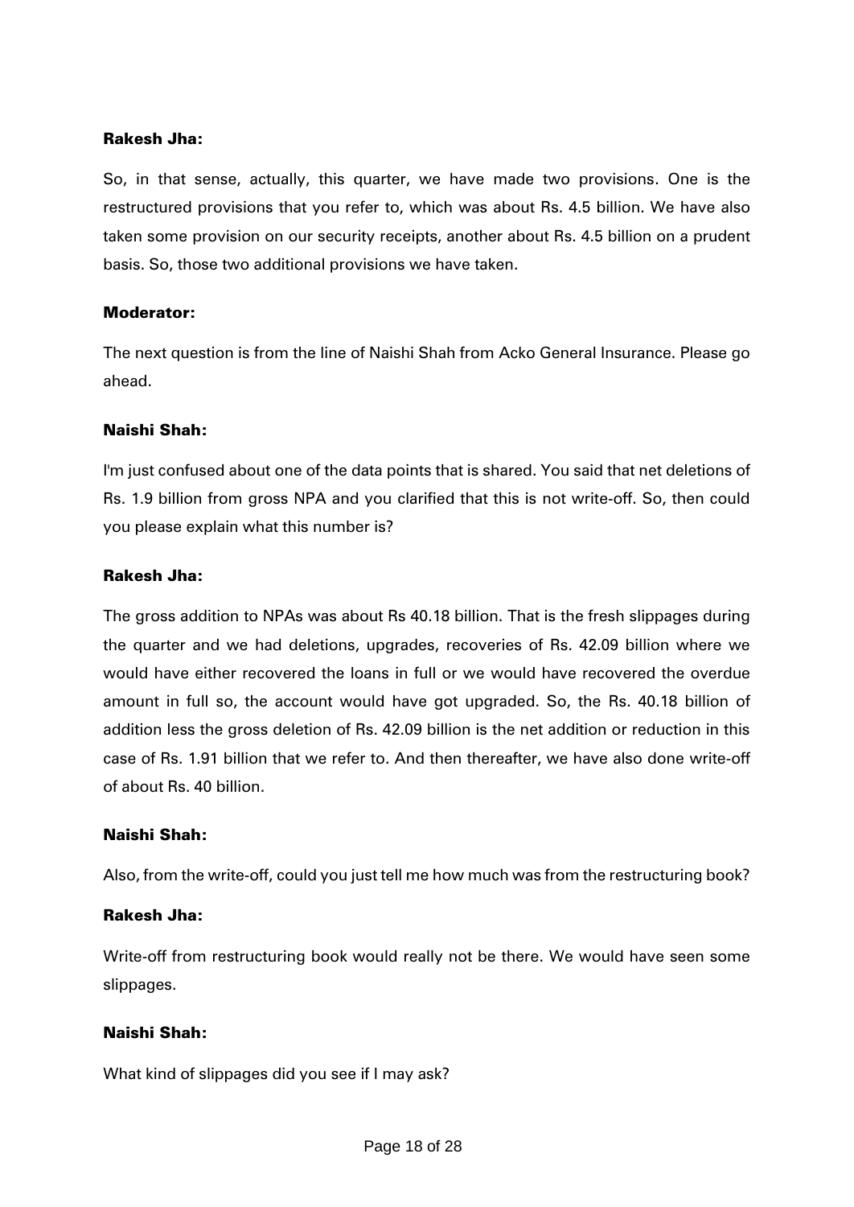**Rakesh Jha:**

So, in that sense, actually, this quarter, we have made two provisions. One is the restructured provisions that you refer to, which was about Rs. 4.5 billion. We have also taken some provision on our security receipts, another about Rs. 4.5 billion on a prudent basis. So, those two additional provisions we have taken.

**Moderator:**

The next question is from the line of Naishi Shah from Acko General Insurance. Please go ahead.

**Naishi Shah:**

I'm just confused about one of the data points that is shared. You said that net deletions of Rs. 1.9 billion from gross NPA and you clarified that this is not write-off. So, then could you please explain what this number is?

**Rakesh Jha:**

The gross addition to NPAs was about Rs 40.18 billion. That is the fresh slippages during the quarter and we had deletions, upgrades, recoveries of Rs. 42.09 billion where we would have either recovered the loans in full or we would have recovered the overdue amount in full so, the account would have got upgraded. So, the Rs. 40.18 billion of addition less the gross deletion of Rs. 42.09 billion is the net addition or reduction in this case of Rs. 1.91 billion that we refer to. And then thereafter, we have also done write-off of about Rs. 40 billion.

**Naishi Shah:**

Also, from the write-off, could you just tell me how much was from the restructuring book?

**Rakesh Jha:**

Write-off from restructuring book would really not be there. We would have seen some slippages.

**Naishi Shah:**

What kind of slippages did you see if I may ask?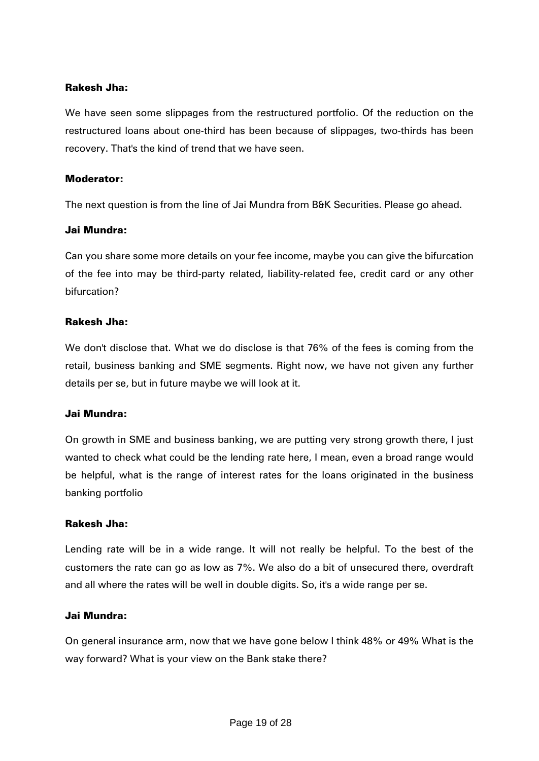**Rakesh Jha:**

We have seen some slippages from the restructured portfolio. Of the reduction on the restructured loans about one-third has been because of slippages, two-thirds has been recovery. That's the kind of trend that we have seen.

**Moderator:**

The next question is from the line of Jai Mundra from B&K Securities. Please go ahead.

**Jai Mundra:**

Can you share some more details on your fee income, maybe you can give the bifurcation of the fee into may be third-party related, liability-related fee, credit card or any other bifurcation?

**Rakesh Jha:**

We don't disclose that. What we do disclose is that 76% of the fees is coming from the retail, business banking and SME segments. Right now, we have not given any further details per se, but in future maybe we will look at it.

**Jai Mundra:**

On growth in SME and business banking, we are putting very strong growth there, I just wanted to check what could be the lending rate here, I mean, even a broad range would be helpful, what is the range of interest rates for the loans originated in the business banking portfolio

**Rakesh Jha:**

Lending rate will be in a wide range. It will not really be helpful. To the best of the customers the rate can go as low as 7%. We also do a bit of unsecured there, overdraft and all where the rates will be well in double digits. So, it's a wide range per se.

**Jai Mundra:**

On general insurance arm, now that we have gone below I think 48% or 49% What is the way forward? What is your view on the Bank stake there?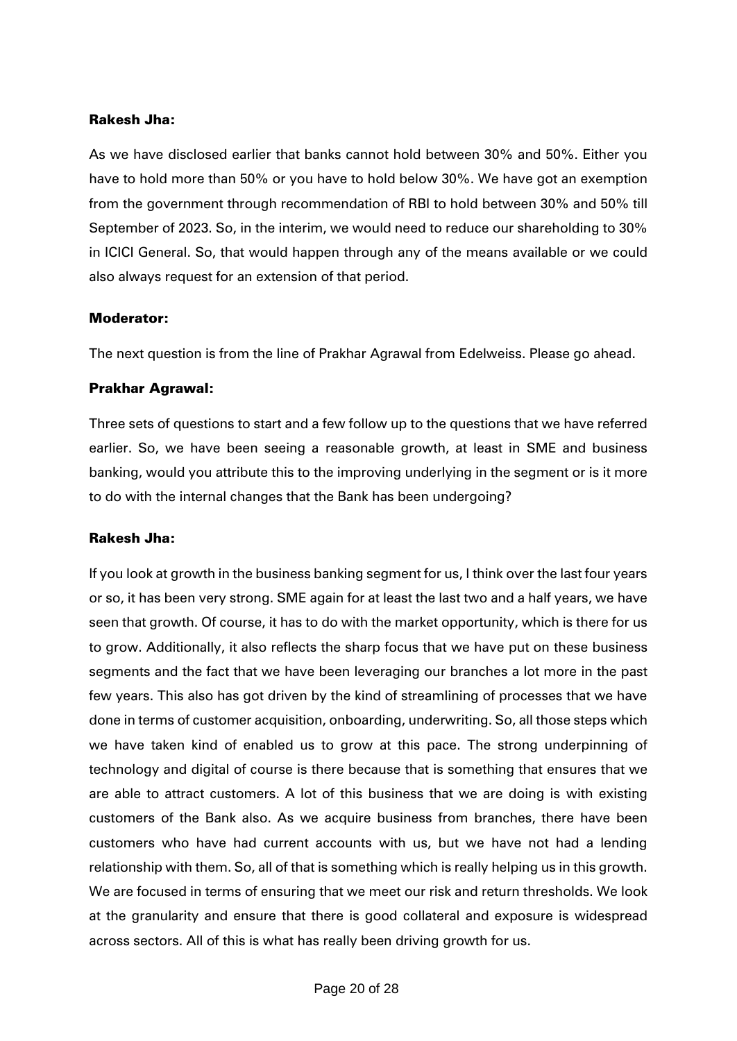**Rakesh Jha:**

As we have disclosed earlier that banks cannot hold between 30% and 50%. Either you have to hold more than 50% or you have to hold below 30%. We have got an exemption from the government through recommendation of RBI to hold between 30% and 50% till September of 2023. So, in the interim, we would need to reduce our shareholding to 30% in ICICI General. So, that would happen through any of the means available or we could also always request for an extension of that period.

**Moderator:**

The next question is from the line of Prakhar Agrawal from Edelweiss. Please go ahead.

**Prakhar Agrawal:**

Three sets of questions to start and a few follow up to the questions that we have referred earlier. So, we have been seeing a reasonable growth, at least in SME and business banking, would you attribute this to the improving underlying in the segment or is it more to do with the internal changes that the Bank has been undergoing?

**Rakesh Jha:**

If you look at growth in the business banking segment for us, I think over the last four years or so, it has been very strong. SME again for at least the last two and a half years, we have seen that growth. Of course, it has to do with the market opportunity, which is there for us to grow. Additionally, it also reflects the sharp focus that we have put on these business segments and the fact that we have been leveraging our branches a lot more in the past few years. This also has got driven by the kind of streamlining of processes that we have done in terms of customer acquisition, onboarding, underwriting. So, all those steps which we have taken kind of enabled us to grow at this pace. The strong underpinning of technology and digital of course is there because that is something that ensures that we are able to attract customers. A lot of this business that we are doing is with existing customers of the Bank also. As we acquire business from branches, there have been customers who have had current accounts with us, but we have not had a lending relationship with them. So, all of that is something which is really helping us in this growth. We are focused in terms of ensuring that we meet our risk and return thresholds. We look at the granularity and ensure that there is good collateral and exposure is widespread across sectors. All of this is what has really been driving growth for us.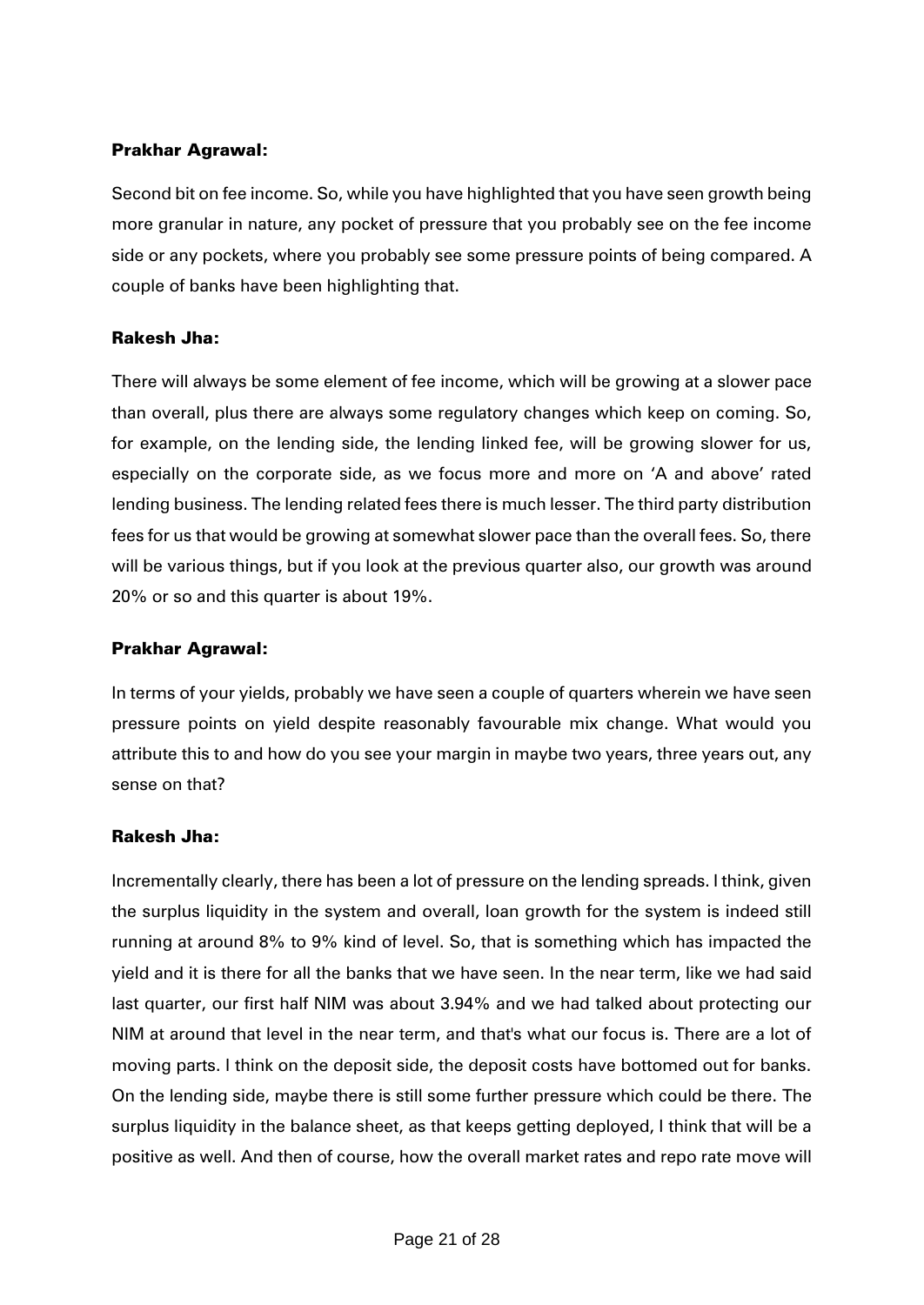**Prakhar Agrawal:**

Second bit on fee income. So, while you have highlighted that you have seen growth being more granular in nature, any pocket of pressure that you probably see on the fee income side or any pockets, where you probably see some pressure points of being compared. A couple of banks have been highlighting that.

**Rakesh Jha:**

There will always be some element of fee income, which will be growing at a slower pace than overall, plus there are always some regulatory changes which keep on coming. So, for example, on the lending side, the lending linked fee, will be growing slower for us, especially on the corporate side, as we focus more and more on 'A and above' rated lending business. The lending related fees there is much lesser. The third party distribution fees for us that would be growing at somewhat slower pace than the overall fees. So, there will be various things, but if you look at the previous quarter also, our growth was around 20% or so and this quarter is about 19%.

**Prakhar Agrawal:**

In terms of your yields, probably we have seen a couple of quarters wherein we have seen pressure points on yield despite reasonably favourable mix change. What would you attribute this to and how do you see your margin in maybe two years, three years out, any sense on that?

**Rakesh Jha:**

Incrementally clearly, there has been a lot of pressure on the lending spreads. I think, given the surplus liquidity in the system and overall, loan growth for the system is indeed still running at around 8% to 9% kind of level. So, that is something which has impacted the yield and it is there for all the banks that we have seen. In the near term, like we had said last quarter, our first half NIM was about 3.94% and we had talked about protecting our NIM at around that level in the near term, and that's what our focus is. There are a lot of moving parts. I think on the deposit side, the deposit costs have bottomed out for banks. On the lending side, maybe there is still some further pressure which could be there. The surplus liquidity in the balance sheet, as that keeps getting deployed, I think that will be a positive as well. And then of course, how the overall market rates and repo rate move will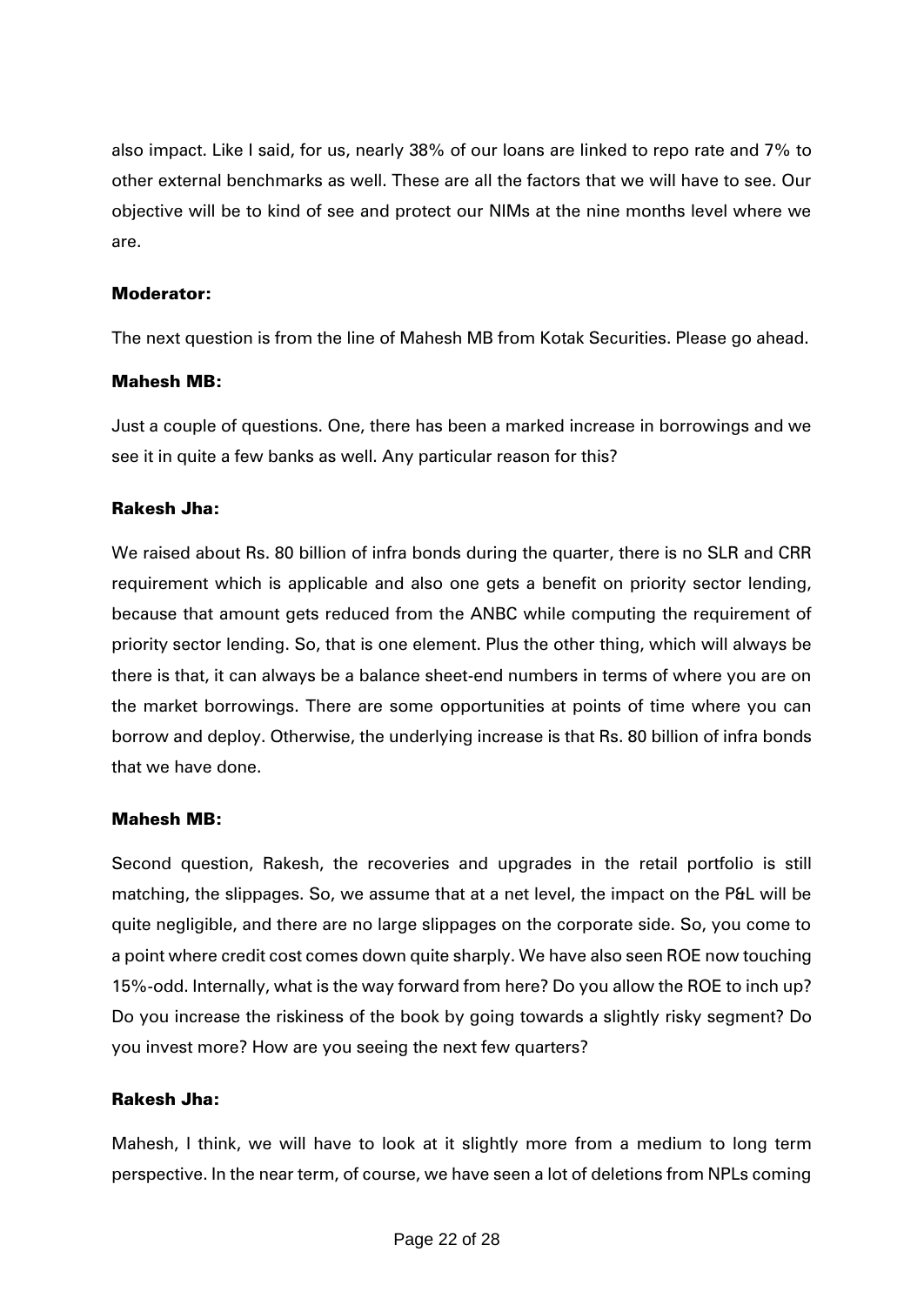also impact. Like I said, for us, nearly 38% of our loans are linked to repo rate and 7% to other external benchmarks as well. These are all the factors that we will have to see. Our objective will be to kind of see and protect our NIMs at the nine months level where we are.

**Moderator:**

The next question is from the line of Mahesh MB from Kotak Securities. Please go ahead.

**Mahesh MB:**

Just a couple of questions. One, there has been a marked increase in borrowings and we see it in quite a few banks as well. Any particular reason for this?

**Rakesh Jha:**

We raised about Rs. 80 billion of infra bonds during the quarter, there is no SLR and CRR requirement which is applicable and also one gets a benefit on priority sector lending, because that amount gets reduced from the ANBC while computing the requirement of priority sector lending. So, that is one element. Plus the other thing, which will always be there is that, it can always be a balance sheet-end numbers in terms of where you are on the market borrowings. There are some opportunities at points of time where you can borrow and deploy. Otherwise, the underlying increase is that Rs. 80 billion of infra bonds that we have done.

**Mahesh MB:**

Second question, Rakesh, the recoveries and upgrades in the retail portfolio is still matching, the slippages. So, we assume that at a net level, the impact on the P&L will be quite negligible, and there are no large slippages on the corporate side. So, you come to a point where credit cost comes down quite sharply. We have also seen ROE now touching 15%-odd. Internally, what is the way forward from here? Do you allow the ROE to inch up? Do you increase the riskiness of the book by going towards a slightly risky segment? Do you invest more? How are you seeing the next few quarters?

**Rakesh Jha:**

Mahesh, I think, we will have to look at it slightly more from a medium to long term perspective. In the near term, of course, we have seen a lot of deletions from NPLs coming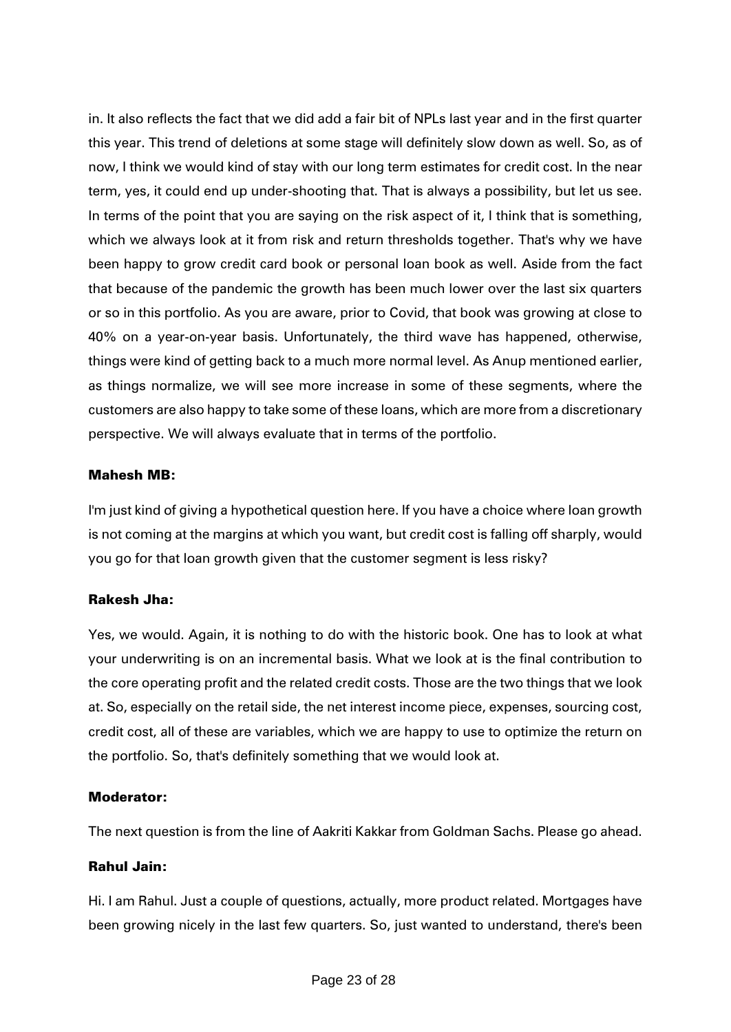in. It also reflects the fact that we did add a fair bit of NPLs last year and in the first quarter this year. This trend of deletions at some stage will definitely slow down as well. So, as of now, I think we would kind of stay with our long term estimates for credit cost. In the near term, yes, it could end up under-shooting that. That is always a possibility, but let us see. In terms of the point that you are saying on the risk aspect of it, I think that is something, which we always look at it from risk and return thresholds together. That's why we have been happy to grow credit card book or personal loan book as well. Aside from the fact that because of the pandemic the growth has been much lower over the last six quarters or so in this portfolio. As you are aware, prior to Covid, that book was growing at close to 40% on a year-on-year basis. Unfortunately, the third wave has happened, otherwise, things were kind of getting back to a much more normal level. As Anup mentioned earlier, as things normalize, we will see more increase in some of these segments, where the customers are also happy to take some of these loans, which are more from a discretionary perspective. We will always evaluate that in terms of the portfolio.

**Mahesh MB:**

I'm just kind of giving a hypothetical question here. If you have a choice where loan growth is not coming at the margins at which you want, but credit cost is falling off sharply, would you go for that loan growth given that the customer segment is less risky?

**Rakesh Jha:**

Yes, we would. Again, it is nothing to do with the historic book. One has to look at what your underwriting is on an incremental basis. What we look at is the final contribution to the core operating profit and the related credit costs. Those are the two things that we look at. So, especially on the retail side, the net interest income piece, expenses, sourcing cost, credit cost, all of these are variables, which we are happy to use to optimize the return on the portfolio. So, that's definitely something that we would look at.

**Moderator:**

The next question is from the line of Aakriti Kakkar from Goldman Sachs. Please go ahead.

**Rahul Jain:**

Hi. I am Rahul. Just a couple of questions, actually, more product related. Mortgages have been growing nicely in the last few quarters. So, just wanted to understand, there's been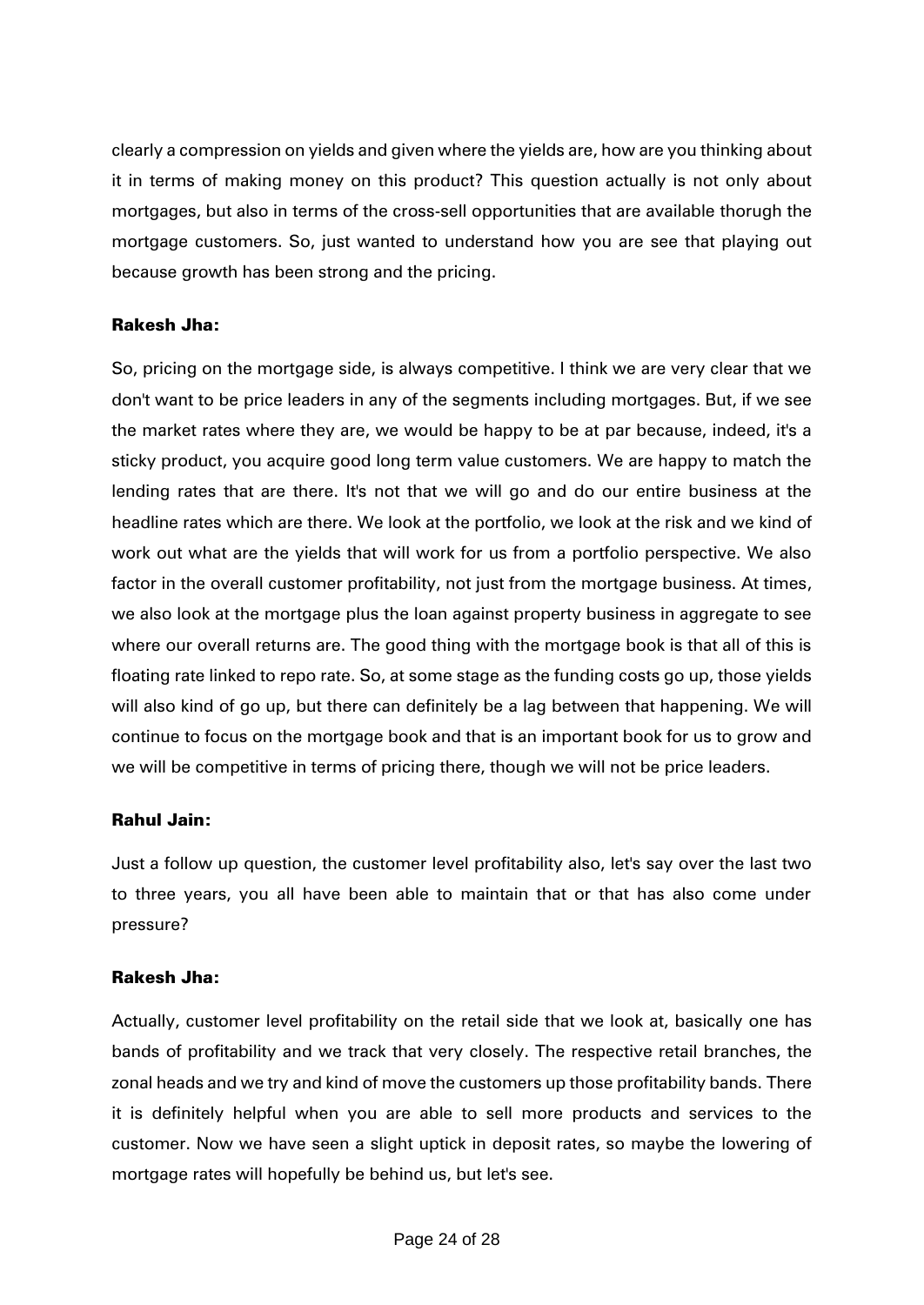clearly a compression on yields and given where the yields are, how are you thinking about it in terms of making money on this product? This question actually is not only about mortgages, but also in terms of the cross-sell opportunities that are available thorugh the mortgage customers. So, just wanted to understand how you are see that playing out because growth has been strong and the pricing.

**Rakesh Jha:**

So, pricing on the mortgage side, is always competitive. I think we are very clear that we don't want to be price leaders in any of the segments including mortgages. But, if we see the market rates where they are, we would be happy to be at par because, indeed, it's a sticky product, you acquire good long term value customers. We are happy to match the lending rates that are there. It's not that we will go and do our entire business at the headline rates which are there. We look at the portfolio, we look at the risk and we kind of work out what are the yields that will work for us from a portfolio perspective. We also factor in the overall customer profitability, not just from the mortgage business. At times, we also look at the mortgage plus the loan against property business in aggregate to see where our overall returns are. The good thing with the mortgage book is that all of this is floating rate linked to repo rate. So, at some stage as the funding costs go up, those yields will also kind of go up, but there can definitely be a lag between that happening. We will continue to focus on the mortgage book and that is an important book for us to grow and we will be competitive in terms of pricing there, though we will not be price leaders.

**Rahul Jain:**

Just a follow up question, the customer level profitability also, let's say over the last two to three years, you all have been able to maintain that or that has also come under pressure?

**Rakesh Jha:**

Actually, customer level profitability on the retail side that we look at, basically one has bands of profitability and we track that very closely. The respective retail branches, the zonal heads and we try and kind of move the customers up those profitability bands. There it is definitely helpful when you are able to sell more products and services to the customer. Now we have seen a slight uptick in deposit rates, so maybe the lowering of mortgage rates will hopefully be behind us, but let's see.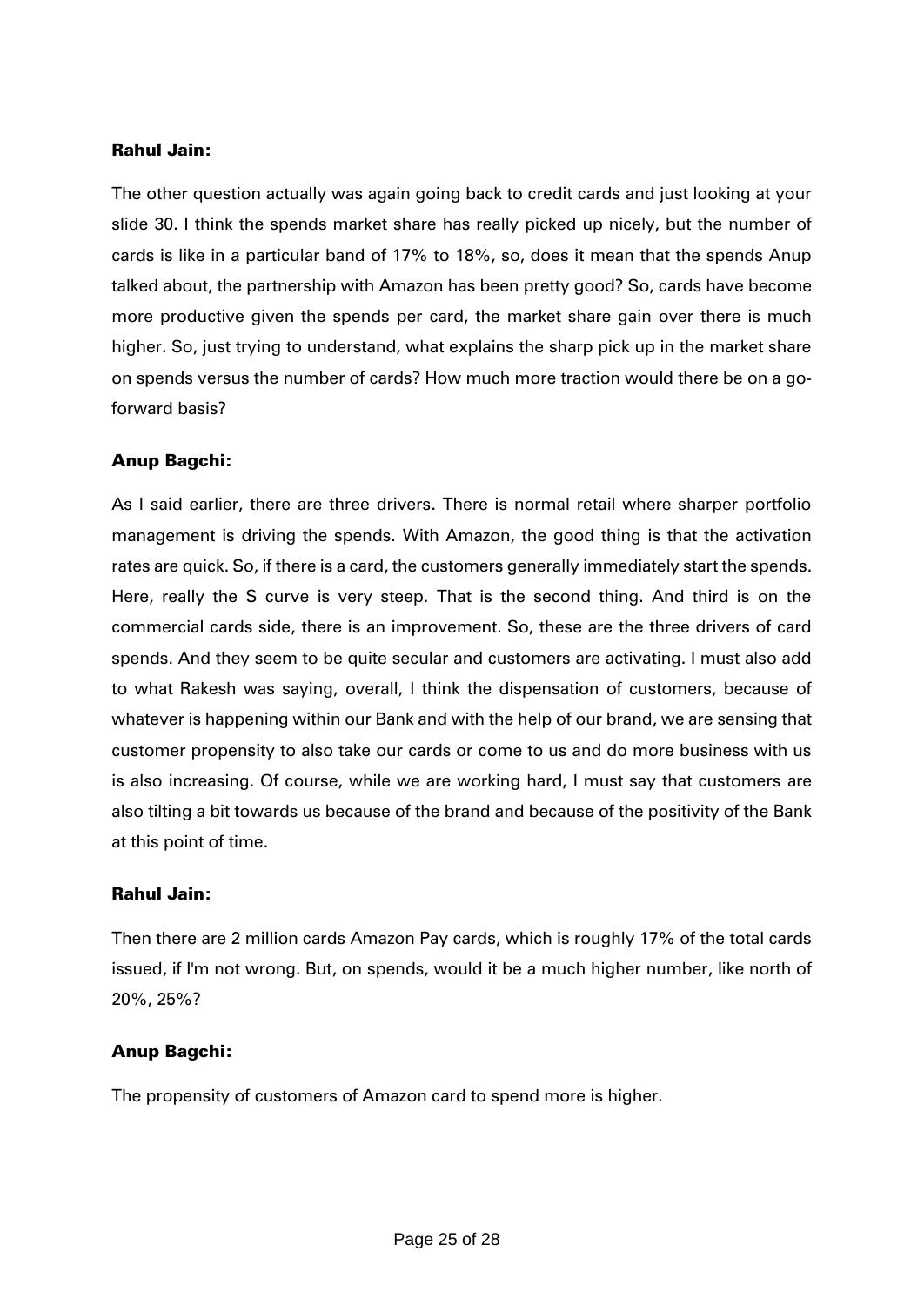**Rahul Jain:**

The other question actually was again going back to credit cards and just looking at your slide 30. I think the spends market share has really picked up nicely, but the number of cards is like in a particular band of 17% to 18%, so, does it mean that the spends Anup talked about, the partnership with Amazon has been pretty good? So, cards have become more productive given the spends per card, the market share gain over there is much higher. So, just trying to understand, what explains the sharp pick up in the market share on spends versus the number of cards? How much more traction would there be on a go-forward basis?

**Anup Bagchi:**

As I said earlier, there are three drivers. There is normal retail where sharper portfolio management is driving the spends. With Amazon, the good thing is that the activation rates are quick. So, if there is a card, the customers generally immediately start the spends. Here, really the S curve is very steep. That is the second thing. And third is on the commercial cards side, there is an improvement. So, these are the three drivers of card spends. And they seem to be quite secular and customers are activating. I must also add to what Rakesh was saying, overall, I think the dispensation of customers, because of whatever is happening within our Bank and with the help of our brand, we are sensing that customer propensity to also take our cards or come to us and do more business with us is also increasing. Of course, while we are working hard, I must say that customers are also tilting a bit towards us because of the brand and because of the positivity of the Bank at this point of time.

**Rahul Jain:**

Then there are 2 million cards Amazon Pay cards, which is roughly 17% of the total cards issued, if I'm not wrong. But, on spends, would it be a much higher number, like north of 20%, 25%?

**Anup Bagchi:**

The propensity of customers of Amazon card to spend more is higher.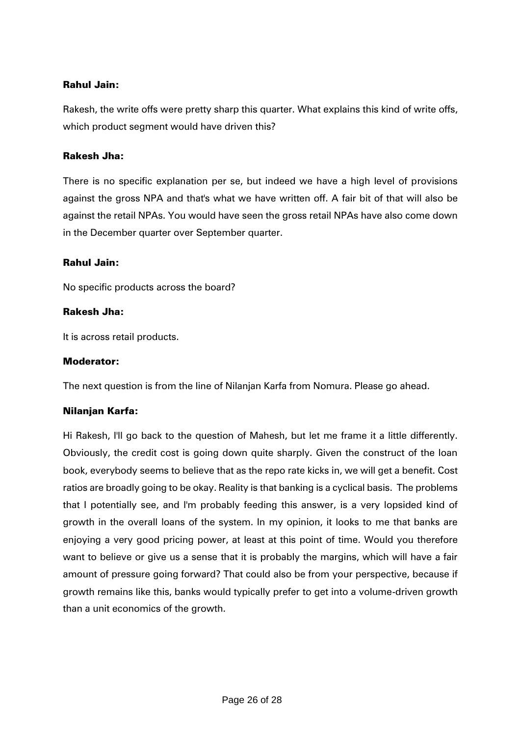**Rahul Jain:**

Rakesh, the write offs were pretty sharp this quarter. What explains this kind of write offs, which product segment would have driven this?

**Rakesh Jha:**

There is no specific explanation per se, but indeed we have a high level of provisions against the gross NPA and that's what we have written off. A fair bit of that will also be against the retail NPAs. You would have seen the gross retail NPAs have also come down in the December quarter over September quarter.

**Rahul Jain:**

No specific products across the board?

**Rakesh Jha:**

It is across retail products.

**Moderator:**

The next question is from the line of Nilanjan Karfa from Nomura. Please go ahead.

**Nilanjan Karfa:**

Hi Rakesh, I'll go back to the question of Mahesh, but let me frame it a little differently. Obviously, the credit cost is going down quite sharply. Given the construct of the loan book, everybody seems to believe that as the repo rate kicks in, we will get a benefit. Cost ratios are broadly going to be okay. Reality is that banking is a cyclical basis. The problems that I potentially see, and I'm probably feeding this answer, is a very lopsided kind of growth in the overall loans of the system. In my opinion, it looks to me that banks are enjoying a very good pricing power, at least at this point of time. Would you therefore want to believe or give us a sense that it is probably the margins, which will have a fair amount of pressure going forward? That could also be from your perspective, because if growth remains like this, banks would typically prefer to get into a volume-driven growth than a unit economics of the growth.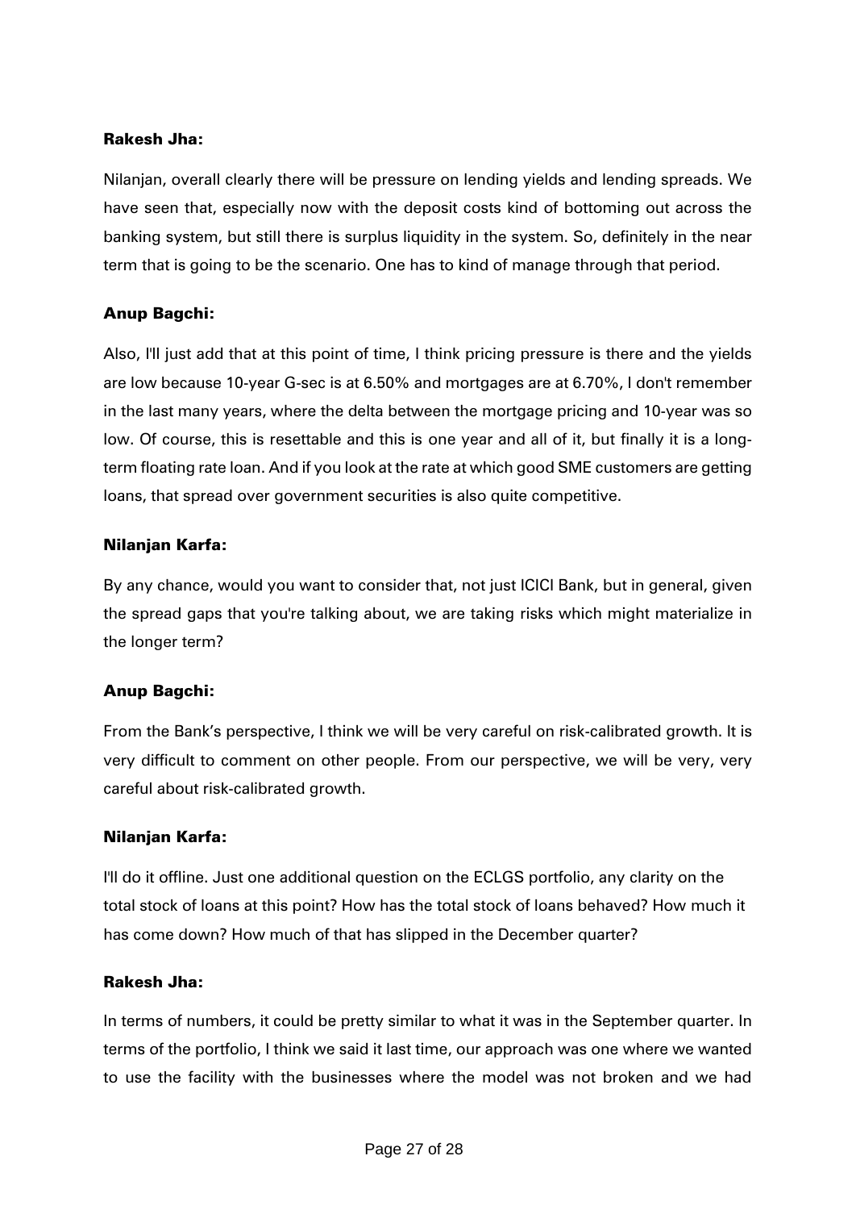**Rakesh Jha:**

Nilanjan, overall clearly there will be pressure on lending yields and lending spreads. We have seen that, especially now with the deposit costs kind of bottoming out across the banking system, but still there is surplus liquidity in the system. So, definitely in the near term that is going to be the scenario. One has to kind of manage through that period.

**Anup Bagchi:**

Also, I'll just add that at this point of time, I think pricing pressure is there and the yields are low because 10-year G-sec is at 6.50% and mortgages are at 6.70%, I don't remember in the last many years, where the delta between the mortgage pricing and 10-year was so low. Of course, this is resettable and this is one year and all of it, but finally it is a long-term floating rate loan. And if you look at the rate at which good SME customers are getting loans, that spread over government securities is also quite competitive.

**Nilanjan Karfa:**

By any chance, would you want to consider that, not just ICICI Bank, but in general, given the spread gaps that you're talking about, we are taking risks which might materialize in the longer term?

**Anup Bagchi:**

From the Bank's perspective, I think we will be very careful on risk-calibrated growth. It is very difficult to comment on other people. From our perspective, we will be very, very careful about risk-calibrated growth.

**Nilanjan Karfa:**

I'll do it offline. Just one additional question on the ECLGS portfolio, any clarity on the total stock of loans at this point? How has the total stock of loans behaved? How much it has come down? How much of that has slipped in the December quarter?

**Rakesh Jha:**

In terms of numbers, it could be pretty similar to what it was in the September quarter. In terms of the portfolio, I think we said it last time, our approach was one where we wanted to use the facility with the businesses where the model was not broken and we had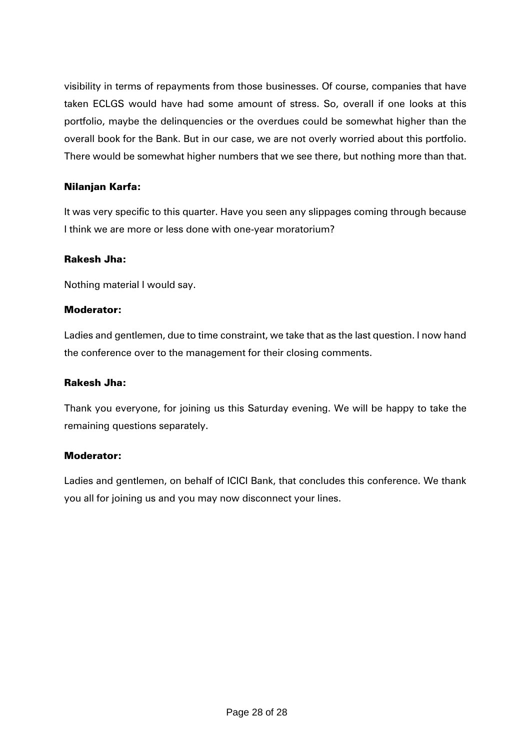visibility in terms of repayments from those businesses. Of course, companies that have taken ECLGS would have had some amount of stress. So, overall if one looks at this portfolio, maybe the delinquencies or the overdues could be somewhat higher than the overall book for the Bank. But in our case, we are not overly worried about this portfolio. There would be somewhat higher numbers that we see there, but nothing more than that.

**Nilanjan Karfa:**

It was very specific to this quarter. Have you seen any slippages coming through because I think we are more or less done with one-year moratorium?

**Rakesh Jha:**

Nothing material I would say.

**Moderator:**

Ladies and gentlemen, due to time constraint, we take that as the last question. I now hand the conference over to the management for their closing comments.

**Rakesh Jha:**

Thank you everyone, for joining us this Saturday evening. We will be happy to take the remaining questions separately.

**Moderator:**

Ladies and gentlemen, on behalf of ICICI Bank, that concludes this conference. We thank you all for joining us and you may now disconnect your lines.